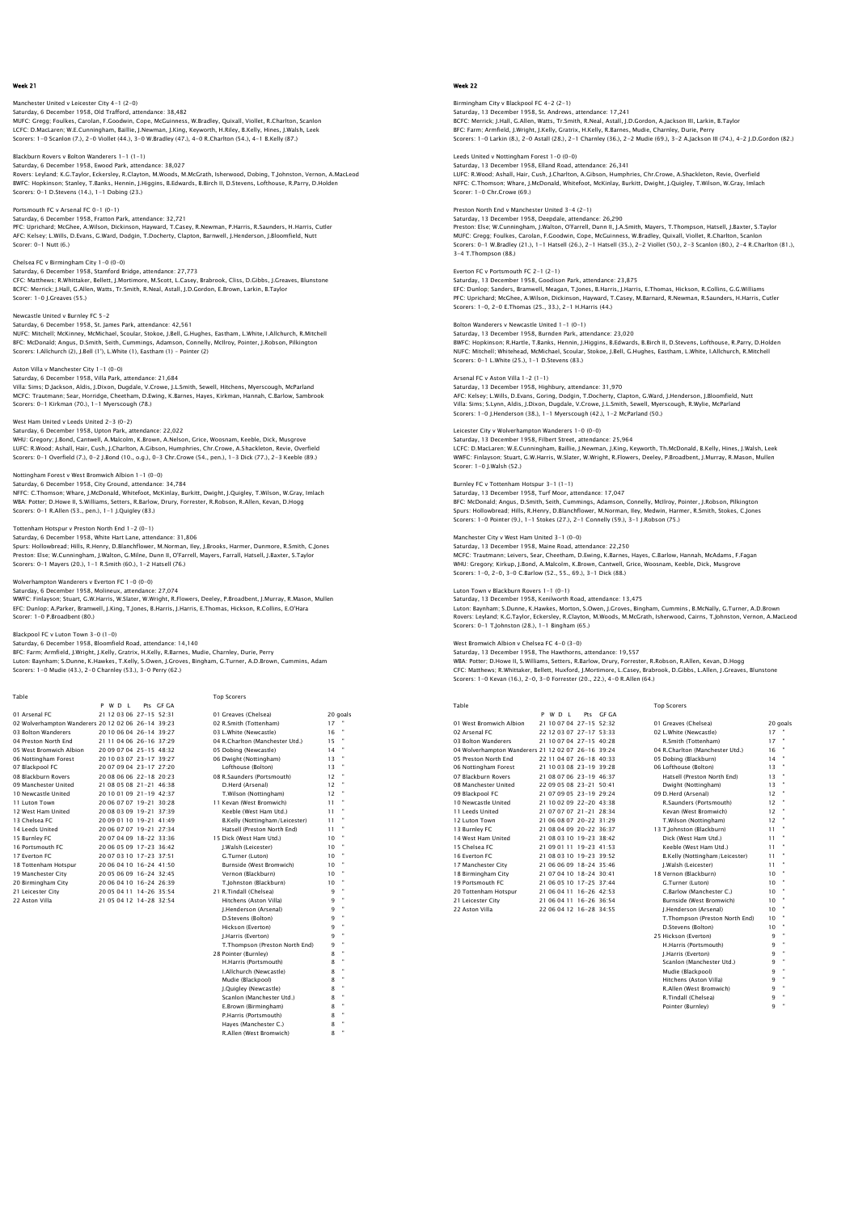## Week 21

Manchester United v Leicester City 4–1 (2–0)
Saturday, 6 December 1958, Old Trafford, attendance: 38,482
MUFC: Gregg; Foulkes, Carolan, F.Goodwin, Cope, McGuinness, W.Bradley, Quixall, Viollet, R.Charlton, Scanlon
LCFC: D.MacLaren; W.E.Cunningham, Baillie, J.Newman, J.King, Keyworth, H.Riley, B.Kelly, Hines, J.Walsh, Leek
Scorers: 1–0 Scanlon (7.), 2–0 Viollet (44.), 3–0 W.Bradley (47.), 4–0 R.Charlton (54.), 4–1 B.Kelly (87.)

Blackburn Rovers v Bolton Wanderers 1–1 (1–1)
Saturday, 6 December 1958, Ewood Park, attendance: 38,027
Rovers: Leyland; K.G.Taylor, Eckersley, R.Clayton, M.Woods, M.McGrath, Isherwood, Dobing, T.Johnston, Vernon, A.MacLeod
BWFC: Hopkinson; Stanley, T.Banks, Hennin, J.Higgins, B.Edwards, B.Birch II, D.Stevens, Lofthouse, R.Parry, D.Holden
Scorers: 0–1 D.Stevens (14.), 1–1 Dobing (23.)

Portsmouth FC v Arsenal FC 0–1 (0–1)
Saturday, 6 December 1958, Fratton Park, attendance: 32,721
PFC: Uprichard; McGhee, A.Wilson, Dickinson, Hayward, T.Casey, R.Newman, P.Harris, R.Saunders, H.Harris, Cutler
AFC: Kelsey; L.Wills, D.Evans, G.Ward, Dodgin, T.Docherty, Clapton, Barnwell, J.Henderson, J.Bloomfield, Nutt
Scorer: 0–1 Nutt (6.)

Chelsea FC v Birmingham City 1–0 (0–0)
Saturday, 6 December 1958, Stamford Bridge, attendance: 27,773
CFC: Matthews; R.Whittaker, Bellett, J.Mortimore, M.Scott, L.Casey, Brabrook, Cliss, D.Gibbs, J.Greaves, Blunstone
BCFC: Merrick; J.Hall, G.Allen, Watts, Tr.Smith, R.Neal, Astall, J.D.Gordon, E.Brown, Larkin, B.Taylor
Scorer: 1–0 J.Greaves (55.)

Newcastle United v Burnley FC 5–2
Saturday, 6 December 1958, St. James Park, attendance: 42,561
NUFC: Mitchell; McKinney, McMichael, Scoular, Stokoe, J.Bell, G.Hughes, Eastham, L.White, I.Allchurch, R.Mitchell
BFC: McDonald; Angus, D.Smith, Seith, Cummings, Adamson, Connelly, McIlroy, Pointer, J.Robson, Pilkington
Scorers: I.Allchurch (2), J.Bell (1'), L.White (1), Eastham (1) – Pointer (2)

Aston Villa v Manchester City 1–1 (0–0)
Saturday, 6 December 1958, Villa Park, attendance: 21,684
Villa: Sims; D.Jackson, Aldis, J.Dixon, Dugdale, V.Crowe, J.L.Smith, Sewell, Hitchens, Myerscough, McParland
MCFC: Trautmann; Sear, Horridge, Cheetham, D.Ewing, K.Barnes, Hayes, Kirkman, Hannah, C.Barlow, Sambrook
Scorers: 0–1 Kirkman (70.), 1–1 Myerscough (78.)

West Ham United v Leeds United 2–3 (0–2)
Saturday, 6 December 1958, Upton Park, attendance: 22,022
WHU: Gregory; J.Bond, Cantwell, A.Malcolm, K.Brown, A.Nelson, Grice, Woosnam, Keeble, Dick, Musgrove
LUFC: R.Wood; Ashall, Hair, Cush, J.Charlton, A.Gibson, Humphries, Chr.Crowe, A.Shackleton, Revie, Overfield
Scorers: 0–1 Overfield (7.), 0–2 J.Bond (10., o.g.), 0–3 Chr.Crowe (54., pen.), 1–3 Dick (77.), 2–3 Keeble (89.)

Nottingham Forest v West Bromwich Albion 1–1 (0–0)
Saturday, 6 December 1958, City Ground, attendance: 34,784
NFFC: C.Thomson; Whare, J.McDonald, Whitefoot, McKinlay, Burkitt, Dwight, J.Quigley, T.Wilson, W.Gray, Imlach
WBA: Potter; D.Howe II, S.Williams, Setters, R.Barlow, Drury, Forrester, R.Robson, R.Allen, Kevan, D.Hogg
Scorers: 0–1 R.Allen (53., pen.), 1–1 J.Quigley (83.)

Tottenham Hotspur v Preston North End 1–2 (0–1)
Saturday, 6 December 1958, White Hart Lane, attendance: 31,806
Spurs: Hollowbread; Hills, R.Henry, D.Blanchflower, M.Norman, Iley, J.Brooks, Harmer, Dunmore, R.Smith, C.Jones
Preston: Else; W.Cunningham, J.Walton, G.Milne, Dunn II, O'Farrell, Mayers, Farrall, Hatsell, J.Baxter, S.Taylor
Scorers: 0–1 Mayers (20.), 1–1 R.Smith (60.), 1–2 Hatsell (76.)

Wolverhampton Wanderers v Everton FC 1–0 (0–0)
Saturday, 6 December 1958, Molineux, attendance: 27,074
WWFC: Finlayson; Stuart, G.W.Harris, W.Slater, W.Wright, R.Flowers, Deeley, P.Broadbent, J.Murray, R.Mason, Mullen
EFC: Dunlop; A.Parker, Bramwell, J.King, T.Jones, B.Harris, J.Harris, E.Thomas, Hickson, R.Collins, E.O'Hara
Scorer: 1–0 P.Broadbent (80.)

Blackpool FC v Luton Town 3–0 (1–0)
Saturday, 6 December 1958, Bloomfield Road, attendance: 14,140
BFC: Farm; Armfield, J.Wright, J.Kelly, Gratrix, H.Kelly, R.Barnes, Mudie, Charnley, Durie, Perry
Luton: Baynham; S.Dunne, K.Hawkes, T.Kelly, S.Owen, J.Groves, Bingham, G.Turner, A.D.Brown, Cummins, Adam
Scorers: 1–0 Mudie (43.), 2–0 Charnley (53.), 3–0 Perry (62.)

Table

| | P | W | D | L | Pts | GF:GA |
|---|---|---|---|---|---|---|
| 01 Arsenal FC | 21 | 12 | 03 | 06 | 27–15 | 52:31 |
| 02 Wolverhampton Wanderers | 20 | 12 | 02 | 06 | 26–14 | 39:23 |
| 03 Bolton Wanderers | 20 | 10 | 06 | 04 | 26–14 | 39:27 |
| 04 Preston North End | 21 | 11 | 04 | 06 | 26–16 | 37:29 |
| 05 West Bromwich Albion | 20 | 09 | 07 | 04 | 25–15 | 48:32 |
| 06 Nottingham Forest | 20 | 10 | 03 | 07 | 23–17 | 39:27 |
| 07 Blackpool FC | 20 | 07 | 09 | 04 | 23–17 | 27:20 |
| 08 Blackburn Rovers | 20 | 08 | 06 | 06 | 22–18 | 20:23 |
| 09 Manchester United | 21 | 08 | 05 | 08 | 21–21 | 46:38 |
| 10 Newcastle United | 20 | 10 | 01 | 09 | 21–19 | 42:37 |
| 11 Luton Town | 20 | 06 | 07 | 07 | 19–21 | 30:28 |
| 12 West Ham United | 20 | 08 | 03 | 09 | 19–21 | 37:39 |
| 13 Chelsea FC | 20 | 09 | 01 | 10 | 19–21 | 41:49 |
| 14 Leeds United | 20 | 06 | 07 | 07 | 19–21 | 27:34 |
| 15 Burnley FC | 20 | 07 | 04 | 09 | 18–22 | 33:36 |
| 16 Portsmouth FC | 20 | 06 | 05 | 09 | 17–23 | 36:42 |
| 17 Everton FC | 20 | 07 | 03 | 10 | 17–23 | 37:51 |
| 18 Tottenham Hotspur | 20 | 06 | 04 | 10 | 18–24 | 41:50 |
| 19 Manchester City | 20 | 05 | 06 | 09 | 16–24 | 32:45 |
| 20 Birmingham City | 20 | 06 | 04 | 10 | 16–24 | 26:39 |
| 21 Leicester City | 20 | 05 | 04 | 11 | 14–26 | 35:54 |
| 22 Aston Villa | 21 | 05 | 04 | 12 | 14–28 | 32:54 |

Top Scorers

| | |
|---|---|
| 01 Greaves (Chelsea) | 20 goals |
| 02 R.Smith (Tottenham) | 17 " |
| 03 L.White (Newcastle) | 16 " |
| 04 R.Charlton (Manchester Utd.) | 15 " |
| 05 Dobing (Newcastle) | 14 " |
| 06 Dwight (Nottingham) | 13 " |
| Lofthouse (Bolton) | 13 " |
| 08 R.Saunders (Portsmouth) | 12 " |
| D.Herd (Arsenal) | 12 " |
| T.Wilson (Nottingham) | 12 " |
| 11 Kevan (West Bromwich) | 11 " |
| Keeble (West Ham Utd.) | 11 " |
| B.Kelly (Nottingham/Leicester) | 11 " |
| Hatsell (Preston North End) | 11 " |
| 15 Dick (West Ham Utd.) | 10 " |
| J.Walsh (Leicester) | 10 " |
| G.Turner (Luton) | 10 " |
| Burnside (West Bromwich) | 10 " |
| Vernon (Blackburn) | 10 " |
| T.Johnston (Blackburn) | 10 " |
| 21 R.Tindall (Chelsea) | 9 " |
| Hitchens (Aston Villa) | 9 " |
| J.Henderson (Arsenal) | 9 " |
| D.Stevens (Bolton) | 9 " |
| Hickson (Everton) | 9 " |
| J.Harris (Everton) | 9 " |
| T.Thompson (Preston North End) | 9 " |
| 28 Pointer (Burnley) | 8 " |
| H.Harris (Portsmouth) | 8 " |
| I.Allchurch (Newcastle) | 8 " |
| Mudie (Blackpool) | 8 " |
| J.Quigley (Newcastle) | 8 " |
| Scanlon (Manchester Utd.) | 8 " |
| E.Brown (Birmingham) | 8 " |
| P.Harris (Portsmouth) | 8 " |
| Hayes (Manchester C.) | 8 " |
| R.Allen (West Bromwich) | 8 " |

## Week 22

Birmingham City v Blackpool FC 4–2 (2–1)
Saturday, 13 December 1958, St. Andrews, attendance: 17,241
BCFC: Merrick; J.Hall, G.Allen, Watts, Tr.Smith, R.Neal, Astall, J.D.Gordon, A.Jackson III, Larkin, B.Taylor
BFC: Farm; Armfield, J.Wright, J.Kelly, Gratrix, H.Kelly, R.Barnes, Mudie, Charnley, Durie, Perry
Scorers: 1–0 Larkin (8.), 2–0 Astall (28.), 2–1 Charnley (36.), 2–2 Mudie (69.), 3–2 A.Jackson III (74.), 4–2 J.D.Gordon (82.)

Leeds United v Nottingham Forest 1–0 (0–0)
Saturday, 13 December 1958, Elland Road, attendance: 26,341
LUFC: R.Wood; Ashall, Hair, Cush, J.Charlton, A.Gibson, Humphries, Chr.Crowe, A.Shackleton, Revie, Overfield
NFFC: C.Thomson; Whare, J.McDonald, Whitefoot, McKinlay, Burkitt, Dwight, J.Quigley, T.Wilson, W.Gray, Imlach
Scorer: 1–0 Chr.Crowe (69.)

Preston North End v Manchester United 3–4 (2–1)
Saturday, 13 December 1958, Deepdale, attendance: 26,290
Preston: Else; W.Cunningham, J.Walton, O'Farrell, Dunn II, J.A.Smith, Mayers, T.Thompson, Hatsell, J.Baxter, S.Taylor
MUFC: Gregg; Foulkes, Carolan, F.Goodwin, Cope, McGuinness, W.Bradley, Quixall, Viollet, R.Charlton, Scanlon
Scorers: 0–1 W.Bradley (21.), 1–1 Hatsell (26.), 2–1 Hatsell (35.), 2–2 Viollet (50.), 2–3 Scanlon (80.), 2–4 R.Charlton (81.), 3–4 T.Thompson (88.)

Everton FC v Portsmouth FC 2–1 (2–1)
Saturday, 13 December 1958, Goodison Park, attendance: 23,875
EFC: Dunlop; Sanders, Bramwell, Meagan, T.Jones, B.Harris, J.Harris, E.Thomas, Hickson, R.Collins, G.G.Williams
PFC: Uprichard; McGhee, A.Wilson, Dickinson, Hayward, T.Casey, M.Barnard, R.Newman, R.Saunders, H.Harris, Cutler
Scorers: 1–0, 2–0 E.Thomas (25., 33.), 2–1 H.Harris (44.)

Bolton Wanderers v Newcastle United 1–1 (0–1)
Saturday, 13 December 1958, Burnden Park, attendance: 23,020
BWFC: Hopkinson; R.Hartle, T.Banks, Hennin, J.Higgins, B.Edwards, B.Birch II, D.Stevens, Lofthouse, R.Parry, D.Holden
NUFC: Mitchell; Whitehead, McMichael, Scoular, Stokoe, J.Bell, G.Hughes, Eastham, L.White, I.Allchurch, R.Mitchell
Scorers: 0–1 L.White (25.), 1–1 D.Stevens (83.)

Arsenal FC v Aston Villa 1–2 (1–1)
Saturday, 13 December 1958, Highbury, attendance: 31,970
AFC: Kelsey; L.Wills, D.Evans, Goring, Dodgin, T.Docherty, Clapton, G.Ward, J.Henderson, J.Bloomfield, Nutt
Villa: Sims; S.Lynn, Aldis, J.Dixon, Dugdale, V.Crowe, J.L.Smith, Sewell, Myerscough, R.Wylie, McParland
Scorers: 1–0 J.Henderson (38.), 1–1 Myerscough (42.), 1–2 McParland (50.)

Leicester City v Wolverhampton Wanderers 1–0 (0–0)
Saturday, 13 December 1958, Filbert Street, attendance: 25,964
LCFC: D.MacLaren; W.E.Cunningham, Baillie, J.Newman, J.King, Keyworth, Th.McDonald, B.Kelly, Hines, J.Walsh, Leek
WWFC: Finlayson; Stuart, G.W.Harris, W.Slater, W.Wright, R.Flowers, Deeley, P.Broadbent, J.Murray, R.Mason, Mullen
Scorer: 1–0 J.Walsh (52.)

Burnley FC v Tottenham Hotspur 3–1 (1–1)
Saturday, 13 December 1958, Turf Moor, attendance: 17,047
BFC: McDonald; Angus, D.Smith, Seith, Cummings, Adamson, Connelly, McIlroy, Pointer, J.Robson, Pilkington
Spurs: Hollowbread; Hills, R.Henry, D.Blanchflower, M.Norman, Iley, Medwin, Harmer, R.Smith, Stokes, C.Jones
Scorers: 1–0 Pointer (9.), 1–1 Stokes (27.), 2–1 Connelly (59.), 3–1 J.Robson (75.)

Manchester City v West Ham United 3–1 (0–0)
Saturday, 13 December 1958, Maine Road, attendance: 22,250
MCFC: Trautmann; Leivers, Sear, Cheetham, D.Ewing, K.Barnes, Hayes, C.Barlow, Hannah, McAdams, F.Fagan
WHU: Gregory; Kirkup, J.Bond, A.Malcolm, K.Brown, Cantwell, Grice, Woosnam, Keeble, Dick, Musgrove
Scorers: 1–0, 2–0, 3–0 C.Barlow (52., 55., 69.), 3–1 Dick (88.)

Luton Town v Blackburn Rovers 1–1 (0–1)
Saturday, 13 December 1958, Kenilworth Road, attendance: 13,475
Luton: Baynham; S.Dunne, K.Hawkes, Morton, S.Owen, J.Groves, Bingham, Cummins, B.McNally, G.Turner, A.D.Brown
Rovers: Leyland; K.G.Taylor, Eckersley, R.Clayton, M.Woods, M.McGrath, Isherwood, Cairns, T.Johnston, Vernon, A.MacLeod
Scorers: 0–1 T.Johnston (28.), 1–1 Bingham (65.)

West Bromwich Albion v Chelsea FC 4–0 (3–0)
Saturday, 13 December 1958, The Hawthorns, attendance: 19,557
WBA: Potter; D.Howe II, S.Williams, Setters, R.Barlow, Drury, Forrester, R.Robson, R.Allen, Kevan, D.Hogg
CFC: Matthews; R.Whittaker, Bellett, Huxford, J.Mortimore, L.Casey, Brabrook, D.Gibbs, L.Allen, J.Greaves, Blunstone
Scorers: 1–0 Kevan (16.), 2–0, 3–0 Forrester (20., 22.), 4–0 R.Allen (64.)

Table

| | P | W | D | L | Pts | GF:GA |
|---|---|---|---|---|---|---|
| 01 West Bromwich Albion | 21 | 10 | 07 | 04 | 27–15 | 52:32 |
| 02 Arsenal FC | 22 | 12 | 03 | 07 | 27–17 | 53:33 |
| 03 Bolton Wanderers | 21 | 10 | 07 | 04 | 27–15 | 40:28 |
| 04 Wolverhampton Wanderers | 21 | 12 | 02 | 07 | 26–16 | 39:24 |
| 05 Preston North End | 22 | 11 | 04 | 07 | 26–18 | 40:33 |
| 06 Nottingham Forest | 21 | 10 | 03 | 08 | 23–19 | 39:28 |
| 07 Blackburn Rovers | 21 | 08 | 07 | 06 | 23–19 | 46:37 |
| 08 Manchester United | 22 | 09 | 05 | 08 | 23–21 | 50:41 |
| 09 Blackpool FC | 21 | 07 | 09 | 05 | 23–19 | 29:24 |
| 10 Newcastle United | 21 | 10 | 02 | 09 | 22–20 | 43:38 |
| 11 Leeds United | 21 | 07 | 07 | 07 | 21–21 | 28:34 |
| 12 Luton Town | 21 | 06 | 08 | 07 | 20–22 | 31:29 |
| 13 Burnley FC | 21 | 08 | 04 | 09 | 20–22 | 36:37 |
| 14 West Ham United | 21 | 08 | 03 | 10 | 19–23 | 38:42 |
| 15 Chelsea FC | 21 | 09 | 01 | 11 | 19–23 | 41:53 |
| 16 Everton FC | 21 | 08 | 03 | 10 | 19–23 | 39:52 |
| 17 Manchester City | 21 | 06 | 06 | 09 | 18–24 | 35:46 |
| 18 Birmingham City | 21 | 07 | 04 | 10 | 18–24 | 30:41 |
| 19 Portsmouth FC | 21 | 06 | 05 | 10 | 17–25 | 37:44 |
| 20 Tottenham Hotspur | 21 | 06 | 04 | 11 | 16–26 | 42:53 |
| 21 Leicester City | 21 | 06 | 04 | 11 | 16–26 | 36:54 |
| 22 Aston Villa | 22 | 06 | 04 | 12 | 16–28 | 34:55 |

Top Scorers

| | |
|---|---|
| 01 Greaves (Chelsea) | 20 goals |
| 02 L.White (Newcastle) | 17 " |
| R.Smith (Tottenham) | 17 " |
| 04 R.Charlton (Manchester Utd.) | 16 " |
| 05 Dobing (Blackburn) | 14 " |
| 06 Lofthouse (Bolton) | 13 " |
| Hatsell (Preston North End) | 13 " |
| Dwight (Nottingham) | 13 " |
| 09 D.Herd (Arsenal) | 12 " |
| R.Saunders (Portsmouth) | 12 " |
| Kevan (West Bromwich) | 12 " |
| T.Wilson (Nottingham) | 12 " |
| 13 T.Johnston (Blackburn) | 11 " |
| Dick (West Ham Utd.) | 11 " |
| Keeble (West Ham Utd.) | 11 " |
| B.Kelly (Nottingham/Leicester) | 11 " |
| J.Walsh (Leicester) | 11 " |
| 18 Vernon (Blackburn) | 10 " |
| G.Turner (Luton) | 10 " |
| C.Barlow (Manchester C.) | 10 " |
| Burnside (West Bromwich) | 10 " |
| J.Henderson (Arsenal) | 10 " |
| T.Thompson (Preston North End) | 10 " |
| D.Stevens (Bolton) | 10 " |
| 25 Hickson (Everton) | 9 " |
| H.Harris (Portsmouth) | 9 " |
| J.Harris (Everton) | 9 " |
| Scanlon (Manchester Utd.) | 9 " |
| Mudie (Blackpool) | 9 " |
| Hitchens (Aston Villa) | 9 " |
| R.Allen (West Bromwich) | 9 " |
| R.Tindall (Chelsea) | 9 " |
| Pointer (Burnley) | 9 " |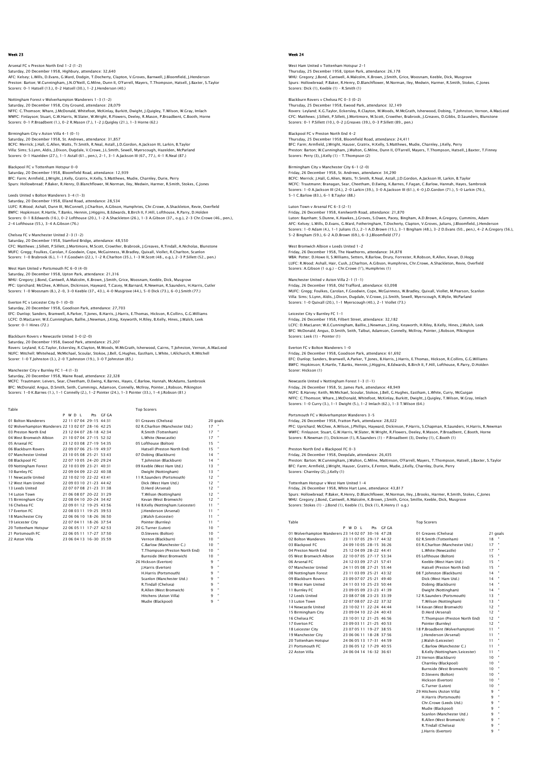## Week 23

Arsenal FC v Preston North End 1–2 (1–2)
Saturday, 20 December 1958, Highbury, attendance: 32,640
AFC: Kelsey; L.Wills, D.Evans, G.Ward, Dodgin, T.Docherty, Clapton, V.Groves, Barnwell, J.Bloomfield, J.Henderson
Preston: Barton; W.Cunningham, J.N.O'Neill, G.Milne, Dunn II, O'Farrell, Mayers, T.Thompson, Hatsell, J.Baxter, S.Taylor
Scorers: 0–1 Hatsell (13.), 0–2 Hatsell (30.), 1–2 J.Henderson (40.)

Nottingham Forest v Wolverhampton Wanderers 1–3 (1–2)
Saturday, 20 December 1958, City Ground, attendance: 28,079
NFFC: C.Thomson; Whare, J.McDonald, Whitefoot, McKinlay, Burkitt, Dwight, J.Quigley, T.Wilson, W.Gray, Imlach
WWFC: Finlayson; Stuart, G.W.Harris, W.Slater, W.Wright, R.Flowers, Deeley, R.Mason, P.Broadbent, C.Booth, Horne
Scorers: 0–1 P.Broadbent (1.), 0–2 R.Mason (7.), 1–2 J.Quigley (21.), 1–3 Horne (62.)

Birmingham City v Aston Villa 4–1 (0–1)
Saturday, 20 December 1958, St. Andrews, attendance: 31,857
BCFC: Merrick; J.Hall, G.Allen, Watts, Tr.Smith, R.Neal, Astall, J.D.Gordon, A.Jackson III, Larkin, B.Taylor
Villa: Sims; S.Lynn, Aldis, J.Dixon, Dugdale, V.Crowe, J.L.Smith, Sewell, Myerscough, Hazelden, McParland
Scorers: 0–1 Hazelden (27.), 1–1 Astall (61., pen.), 2–1, 3–1 A.Jackson III (67., 77.), 4–1 R.Neal (87.)

Blackpool FC v Tottenham Hotspur 0–0
Saturday, 20 December 1958, Bloomfield Road, attendance: 12,939
BFC: Farm; Armfield, J.Wright, J.Kelly, Gratrix, H.Kelly, S.Matthews, Mudie, Charnley, Durie, Perry
Spurs: Hollowbread; P.Baker, R.Henry, D.Blanchflower, M.Norman, Iley, Medwin, Harmer, R.Smith, Stokes, C.Jones

Leeds United v Bolton Wanderers 3–4 (1–3)
Saturday, 20 December 1958, Elland Road, attendance: 28,534
LUFC: R.Wood; Ashall, Dunn III, McConnell, J.Charlton, A.Gibson, Humphries, Chr.Crowe, A.Shackleton, Revie, Overfield
BWFC: Hopkinson; R.Hartle, T.Banks, Hennin, J.Higgins, B.Edwards, B.Birch II, F.Hill, Lofthouse, R.Parry, D.Holden
Scorers: 0–1 B.Edwards (16.), 0–2 Lofthouse (20.), 1–2 A.Shackleton (26.), 1–3 A.Gibson (37., o.g.), 2–3 Chr.Crowe (46., pen.), 2–4 Lofthouse (55.), 3–4 A.Gibson (76.)

Chelsea FC v Manchester United 2–3 (1–2)
Saturday, 20 December 1958, Stamford Bridge, attendance: 48,550
CFC: Matthews; J.Sillett, P.Sillett, J.Mortimore, M.Scott, Crowther, Brabrook, J.Greaves, R.Tindall, A.Nicholas, Blunstone
MUFC: Gregg; Foulkes, Carolan, F.Goodwin, Cope, McGuinness, W.Bradley, Quixall, Viollet, R.Charlton, Scanlon
Scorers: 1–0 Brabrook (6.), 1–1 F.Goodwin (22.), 1–2 R.Charlton (35.), 1–3 M.Scott (48., o.g.), 2–3 P.Sillett (52., pen.)

West Ham United v Portsmouth FC 6–0 (4–0)
Saturday, 20 December 1958, Upton Park, attendance: 21,316
WHU: Gregory; J.Bond, Cantwell, A.Malcolm, K.Brown, J.Smith, Grice, Woosnam, Keeble, Dick, Musgrove
PFC: Uprichard; McGhee, A.Wilson, Dickinson, Hayward, T.Casey, M.Barnard, R.Newman, R.Saunders, H.Harris, Cutler
Scorers: 1–0 Woosnam (8.), 2–0, 3–0 Keeble (37., 43.), 4–0 Musgrove (44.), 5–0 Dick (73.), 6–0 J.Smith (77.)

Everton FC v Leicester City 0–1 (0–0)
Saturday, 20 December 1958, Goodison Park, attendance: 27,703
EFC: Dunlop; Sanders, Bramwell, A.Parker, T.Jones, B.Harris, J.Harris, E.Thomas, Hickson, R.Collins, G.G.Williams
LCFC: D.MacLaren; W.E.Cunningham, Baillie, J.Newman, J.King, Keyworth, H.Riley, B.Kelly, Hines, J.Walsh, Leek
Scorer: 0–1 Hines (72.)

Blackburn Rovers v Newcastle United 3–0 (2–0)
Saturday, 20 December 1958, Ewood Park, attendance: 25,207
Rovers: Leyland; K.G.Taylor, Eckersley, R.Clayton, M.Woods, M.McGrath, Isherwood, Cairns, T.Johnston, Vernon, A.MacLeod
NUFC: Mitchell; Whitehead, McMichael, Scoular, Stokoe, J.Bell, G.Hughes, Eastham, L.White, I.Allchurch, R.Mitchell
Scorer: 1–0 T.Johnston (3.), 2–0 T.Johnston (19.), 3–0 T.Johnston (85.)

Manchester City v Burnley FC 1–4 (1–3)
Saturday, 20 December 1958, Maine Road, attendance: 22,328
MCFC: Trautmann; Leivers, Sear, Cheetham, D.Ewing, K.Barnes, Hayes, C.Barlow, Hannah, McAdams, Sambrook
BFC: McDonald; Angus, D.Smith, Seith, Cummings, Adamson, Connelly, McIlroy, Pointer, J.Robson, Pilkington
Scorers: 1–0 K.Barnes (1.), 1–1 Connelly (2.), 1–2 Pointer (24.), 1–3 Pointer (33.), 1–4 J.Robson (81.)

Table

| | P | W | D | L | GF GA | Pts |
|---|---|---|---|---|---|---|
| 01 Bolton Wanderers | 22 | 11 | 07 | 04 | 44:31 | 29–15 |
| 02 Wolverhampton Wanderers | 22 | 13 | 02 | 07 | 42:25 | 28–16 |
| 03 Preston North End | 23 | 12 | 04 | 07 | 42:34 | 28–18 |
| 04 West Bromwich Albion | 21 | 10 | 07 | 04 | 52:32 | 27–15 |
| 05 Arsenal FC | 23 | 12 | 03 | 08 | 54:35 | 27–19 |
| 06 Blackburn Rovers | 22 | 09 | 07 | 06 | 49:37 | 25–19 |
| 07 Manchester United | 23 | 10 | 05 | 08 | 53:43 | 25–21 |
| 08 Blackpool FC | 22 | 07 | 10 | 05 | 29:24 | 24–20 |
| 09 Nottingham Forest | 22 | 10 | 03 | 09 | 40:31 | 23–21 |
| 10 Burnley FC | 22 | 09 | 04 | 09 | 40:38 | 22–22 |
| 11 Newcastle United | 22 | 10 | 02 | 10 | 43:41 | 22–22 |
| 12 West Ham United | 22 | 09 | 03 | 10 | 44:42 | 21–23 |
| 13 Leeds United | 22 | 07 | 07 | 08 | 31:38 | 21–23 |
| 14 Luton Town | 21 | 06 | 08 | 07 | 31:29 | 20–22 |
| 15 Birmingham City | 22 | 08 | 04 | 10 | 34:42 | 20–24 |
| 16 Chelsea FC | 22 | 09 | 01 | 12 | 43:56 | 19–25 |
| 17 Everton FC | 22 | 08 | 03 | 11 | 39:53 | 19–25 |
| 18 Manchester City | 22 | 06 | 06 | 10 | 36:50 | 18–26 |
| 19 Leicester City | 22 | 07 | 04 | 11 | 37:54 | 18–26 |
| 20 Tottenham Hotspur | 22 | 06 | 05 | 11 | 42:53 | 17–27 |
| 21 Portsmouth FC | 22 | 06 | 05 | 11 | 37:50 | 17–27 |
| 22 Aston Villa | 23 | 06 | 04 | 13 | 35:59 | 16–30 |

Top Scorers

| | |
|---|---|
| 01 Greaves (Chelsea) | 20 goals |
| 02 R.Charlton (Manchester Utd.) | 17 " |
| R.Smith (Tottenham) | 17 " |
| L.White (Newcastle) | 17 " |
| 05 Lofthouse (Bolton) | 15 " |
| Hatsell (Preston North End) | 15 " |
| 07 Dobing (Blackburn) | 14 " |
| T.Johnston (Blackburn) | 14 " |
| 09 Keeble (West Ham Utd.) | 13 " |
| Dwight (Nottingham) | 13 " |
| 11 R.Saunders (Portsmouth) | 12 " |
| Dick (West Ham Utd.) | 12 " |
| D.Herd (Arsenal) | 12 " |
| T.Wilson (Nottingham) | 12 " |
| Kevan (West Bromwich) | 12 " |
| 16 B.Kelly (Nottingham/Leicester) | 11 " |
| J.Henderson (Arsenal) | 11 " |
| J.Walsh (Leicester) | 11 " |
| Pointer (Burnley) | 11 " |
| 20 G.Turner (Luton) | 10 " |
| D.Stevens (Bolton) | 10 " |
| Vernon (Blackburn) | 10 " |
| C.Barlow (Manchester C.) | 10 " |
| T.Thompson (Preston North End) | 10 " |
| Burnside (West Bromwich) | 10 " |
| 26 Hickson (Everton) | 9 " |
| J.Harris (Everton) | 9 " |
| H.Harris (Portsmouth) | 9 " |
| Scanlon (Manchester Utd.) | 9 " |
| R.Tindall (Chelsea) | 9 " |
| R.Allen (West Bromwich) | 9 " |
| Hitchens (Aston Villa) | 9 " |
| Mudie (Blackpool) | 9 " |

## Week 24

West Ham United v Tottenham Hotspur 2–1
Thursday, 25 December 1958, Upton Park, attendance: 26,178
WHU: Gregory; J.Bond, Cantwell, A.Malcolm, K.Brown, J.Smith, Grice, Woosnam, Keeble, Dick, Musgrove
Spurs: Hollowbread; P.Baker, R.Henry, D.Blanchflower, M.Norman, Iley, Medwin, Harmer, R.Smith, Stokes, C.Jones
Scorers: Dick (1), Keeble (1) – R.Smith (1)

Blackburn Rovers v Chelsea FC 0–3 (0–2)
Thursday, 25 December 1958, Ewood Park, attendance: 32,149
Rovers: Leyland; K.G.Taylor, Eckersley, R.Clayton, M.Woods, M.McGrath, Isherwood, Dobing, T.Johnston, Vernon, A.MacLeod
CFC: Matthews; J.Sillett, P.Sillett, J.Mortimore, M.Scott, Crowther, Brabrook, J.Greaves, D.Gibbs, D.Saunders, Blunstone
Scorers: 0–1 P.Sillett (10.), 0–2 J.Greaves (39.), 0–3 P.Sillett (89., pen.)

Blackpool FC v Preston North End 4–2
Thursday, 25 December 1958, Bloomfield Road, attendance: 24,411
BFC: Farm; Armfield, J.Wright, Hauser, Gratrix, H.Kelly, S.Matthews, Mudie, Charnley, J.Kelly, Perry
Preston: Barton; W.Cunningham, J.Walton, G.Milne, Dunn II, O'Farrell, Mayers, T.Thompson, Hatsell, J.Baxter, T.Finney
Scorers: Perry (3), J.Kelly (1) – T.Thompson (2)

Birmingham City v Manchester City 6–1 (2–0)
Friday, 26 December 1958, St. Andrews, attendance: 34,290
BCFC: Merrick; J.Hall, G.Allen, Watts, Tr.Smith, R.Neal, Astall, J.D.Gordon, A.Jackson III, Larkin, B.Taylor
MCFC: Trautmann; Branagan, Sear, Cheetham, D.Ewing, K.Barnes, F.Fagan, C.Barlow, Hannah, Hayes, Sambrook
Scorers: 1–0 A.Jackson III (24.), 2–0 Larkin (39.), 3–0 A.Jackson III (61.), 4–0 J.D.Gordon (71.), 5–0 Larkin (76.), 5–1 C.Barlow (83.), 6–1 B.Taylor (88.)

Luton Town v Arsenal FC 6–3 (2–1)
Friday, 26 December 1958, Kenilworth Road, attendance: 21,870
Luton: Baynham; S.Dunne, K.Hawkes, J.Groves, S.Owen, Pacey, Bingham, A.D.Brown, A.Gregory, Cummins, Adam
AFC: Kelsey; L.Wills, D.Evans, G.Ward, Fotheringham, T.Docherty, Clapton, V.Groves, Julians, J.Bloomfield, J.Henderson
Scorers: 1–0 Adam (4.), 1–1 Julians (5.), 2–1 A.D.Brown (15.), 3–1 Bingham (48.), 3–2 D.Evans (50., pen.), 4–2 A.Gregory (56.), 5–2 Bingham (59.), 6–2 A.D.Brown (69.), 6–3 J.Bloomfield (77.)

West Bromwich Albion v Leeds United 1–2
Friday, 26 December 1958, The Hawthorns, attendance: 34,878
WBA: Potter; D.Howe II, S.Williams, Setters, R.Barlow, Drury, Forrester, R.Robson, R.Allen, Kevan, D.Hogg
LUFC: R.Wood; Ashall, Hair, Cush, J.Charlton, A.Gibson, Humphries, Chr.Crowe, A.Shackleton, Revie, Overfield
Scorers: A.Gibson (1 o.g.) – Chr.Crowe (1'), Humphries (1)

Manchester United v Aston Villa 2–1 (1–1)
Friday, 26 December 1958, Old Trafford, attendance: 63,098
MUFC: Gregg; Foulkes, Carolan, F.Goodwin, Cope, McGuinness, W.Bradley, Quixall, Viollet, M.Pearson, Scanlon
Villa: Sims; S.Lynn, Aldis, J.Dixon, Dugdale, V.Crowe, J.L.Smith, Sewell, Myerscough, R.Wylie, McParland
Scorers: 1–0 Quixall (20.), 1–1 Myerscough (40.), 2–1 Viollet (73.)

Leicester City v Burnley FC 1–1
Friday, 26 December 1958, Filbert Street, attendance: 32,182
LCFC: D.MacLaren; W.E.Cunningham, Baillie, J.Newman, J.King, Keyworth, H.Riley, B.Kelly, Hines, J.Walsh, Leek
BFC: McDonald; Angus, D.Smith, Seith, Talbut, Adamson, Connelly, McIlroy, Pointer, J.Robson, Pilkington
Scorers: Leek (1) – Pointer (1)

Everton FC v Bolton Wanderers 1–0
Friday, 26 December 1958, Goodison Park, attendance: 61,692
EFC: Dunlop; Sanders, Bramwell, A.Parker, T.Jones, B.Harris, J.Harris, E.Thomas, Hickson, R.Collins, G.G.Williams
BWFC: Hopkinson; R.Hartle, T.Banks, Hennin, J.Higgins, B.Edwards, B.Birch II, F.Hill, Lofthouse, R.Parry, D.Holden
Scorer: Hickson (1)

Newcastle United v Nottingham Forest 1–3 (1–1)
Friday, 26 December 1958, St. James Park, attendance: 48,949
NUFC: B.Harvey; Keith, McMichael, Scoular, Stokoe, J.Bell, G.Hughes, Eastham, L.White, Curry, McGuigan
NFFC: C.Thomson; Whare, J.McDonald, Whitefoot, McKinlay, Burkitt, Dwight, J.Quigley, T.Wilson, W.Gray, Imlach
Scorers: 1–0 Curry (3.), 1–1 Dwight (5.), 1–2 Imlach (62.), 1–3 T.Wilson (64.)

Portsmouth FC v Wolverhampton Wanderers 3–5
Friday, 26 December 1958, Fratton Park, attendance: 28,022
PFC: Uprichard; McGhee, A.Wilson, J.Phillips, Hayward, Dickinson, P.Harris, S.Chapman, R.Saunders, H.Harris, R.Newman
WWFC: Finlayson; Stuart, G.W.Harris, W.Slater, W.Wright, R.Flowers, Deeley, R.Mason, P.Broadbent, C.Booth, Horne
Scorers: R.Newman (1), Dickinson (1), R.Saunders (1) – P.Broadbent (3), Deeley (1), C.Booth (1)

Preston North End v Blackpool FC 0–3
Friday, 26 December 1958, Deepdale, attendance: 26,435
Preston: Barton; W.Cunningham, J.Walton, G.Milne, Mattinson, O'Farrell, Mayers, T.Thompson, Hatsell, J.Baxter, S.Taylor
BFC: Farm; Armfield, J.Wright, Hauser, Gratrix, E.Fenton, Mudie, J.Kelly, Charnley, Durie, Perry
Scorers: Charnley (2), J.Kelly (1)

Tottenham Hotspur v West Ham United 1–4
Friday, 26 December 1958, White Hart Lane, attendance: 43,817
Spurs: Hollowbread; P.Baker, R.Henry, D.Blanchflower, M.Norman, Iley, J.Brooks, Harmer, R.Smith, Stokes, C.Jones
WHU: Gregory; J.Bond, Cantwell, A.Malcolm, K.Brown, J.Smith, Grice, Smillie, Keeble, Dick, Musgrove
Scorers: Stokes (1) – J.Bond (1), Keeble (1), Dick (1), R.Henry (1 o.g.)

Table

| | P | W | D | L | GF GA | Pts |
|---|---|---|---|---|---|---|
| 01 Wolverhampton Wanderers | 23 | 14 | 02 | 07 | 47:28 | 30–16 |
| 02 Bolton Wanderers | 23 | 11 | 07 | 05 | 44:32 | 29–17 |
| 03 Blackpool FC | 24 | 09 | 10 | 05 | 36:26 | 28–15 |
| 04 Preston North End | 25 | 12 | 04 | 09 | 44:41 | 28–22 |
| 05 West Bromwich Albion | 22 | 10 | 07 | 05 | 53:34 | 27–17 |
| 06 Arsenal FC | 24 | 12 | 03 | 09 | 57:41 | 27–21 |
| 07 Manchester United | 24 | 11 | 05 | 08 | 55:44 | 27–21 |
| 08 Nottingham Forest | 23 | 11 | 03 | 09 | 43:32 | 25–21 |
| 09 Blackburn Rovers | 23 | 09 | 07 | 07 | 49:40 | 25–21 |
| 10 West Ham United | 24 | 11 | 03 | 10 | 50:44 | 25–23 |
| 11 Burnley FC | 23 | 09 | 05 | 09 | 41:39 | 23–23 |
| 12 Leeds United | 23 | 08 | 07 | 08 | 33:39 | 23–23 |
| 13 Luton Town | 22 | 07 | 08 | 07 | 37:32 | 22–22 |
| 14 Newcastle United | 23 | 10 | 02 | 11 | 44:44 | 22–24 |
| 15 Birmingham City | 23 | 09 | 04 | 10 | 40:43 | 22–24 |
| 16 Chelsea FC | 23 | 10 | 01 | 12 | 46:56 | 21–25 |
| 17 Everton FC | 23 | 09 | 03 | 11 | 40:53 | 21–25 |
| 18 Leicester City | 23 | 07 | 05 | 11 | 38:55 | 19–27 |
| 19 Manchester City | 23 | 06 | 06 | 11 | 37:56 | 18–28 |
| 20 Tottenham Hotspur | 24 | 06 | 05 | 13 | 44:59 | 17–31 |
| 21 Portsmouth FC | 23 | 06 | 05 | 12 | 40:55 | 17–29 |
| 22 Aston Villa | 24 | 06 | 04 | 14 | 36:61 | 16–32 |

Top Scorers

| | |
|---|---|
| 01 Greaves (Chelsea) | 21 goals |
| 02 R.Smith (Tottenham) | 18 " |
| 03 R.Charlton (Manchester Utd.) | 17 " |
| L.White (Newcastle) | 17 " |
| 05 Lofthouse (Bolton) | 15 " |
| Keeble (West Ham Utd.) | 15 " |
| Hatsell (Preston North End) | 15 " |
| 08 T.Johnston (Blackburn) | 14 " |
| Dick (West Ham Utd.) | 14 " |
| Dobing (Blackburn) | 14 " |
| Dwight (Nottingham) | 14 " |
| 12 R.Saunders (Portsmouth) | 13 " |
| T.Wilson (Nottingham) | 13 " |
| 14 Kevan (West Bromwich) | 12 " |
| D.Herd (Arsenal) | 12 " |
| T.Thompson (Preston North End) | 12 " |
| Pointer (Burnley) | 12 " |
| 18 P.Broadbent (Wolverhampton) | 11 " |
| J.Henderson (Arsenal) | 11 " |
| J.Walsh (Leicester) | 11 " |
| C.Barlow (Manchester C.) | 11 " |
| B.Kelly (Nottingham/Leicester) | 11 " |
| 23 Vernon (Blackburn) | 10 " |
| Charnley (Blackpool) | 10 " |
| Burnside (West Bromwich) | 10 " |
| D.Stevens (Bolton) | 10 " |
| Hickson (Everton) | 10 " |
| G.Turner (Luton) | 10 " |
| 29 Hitchens (Aston Villa) | 9 " |
| H.Harris (Portsmouth) | 9 " |
| Chr.Crowe (Leeds Utd.) | 9 " |
| Mudie (Blackpool) | 9 " |
| Scanlon (Manchester Utd.) | 9 " |
| R.Allen (West Bromwich) | 9 " |
| R.Tindall (Chelsea) | 9 " |
| J.Harris (Everton) | 9 " |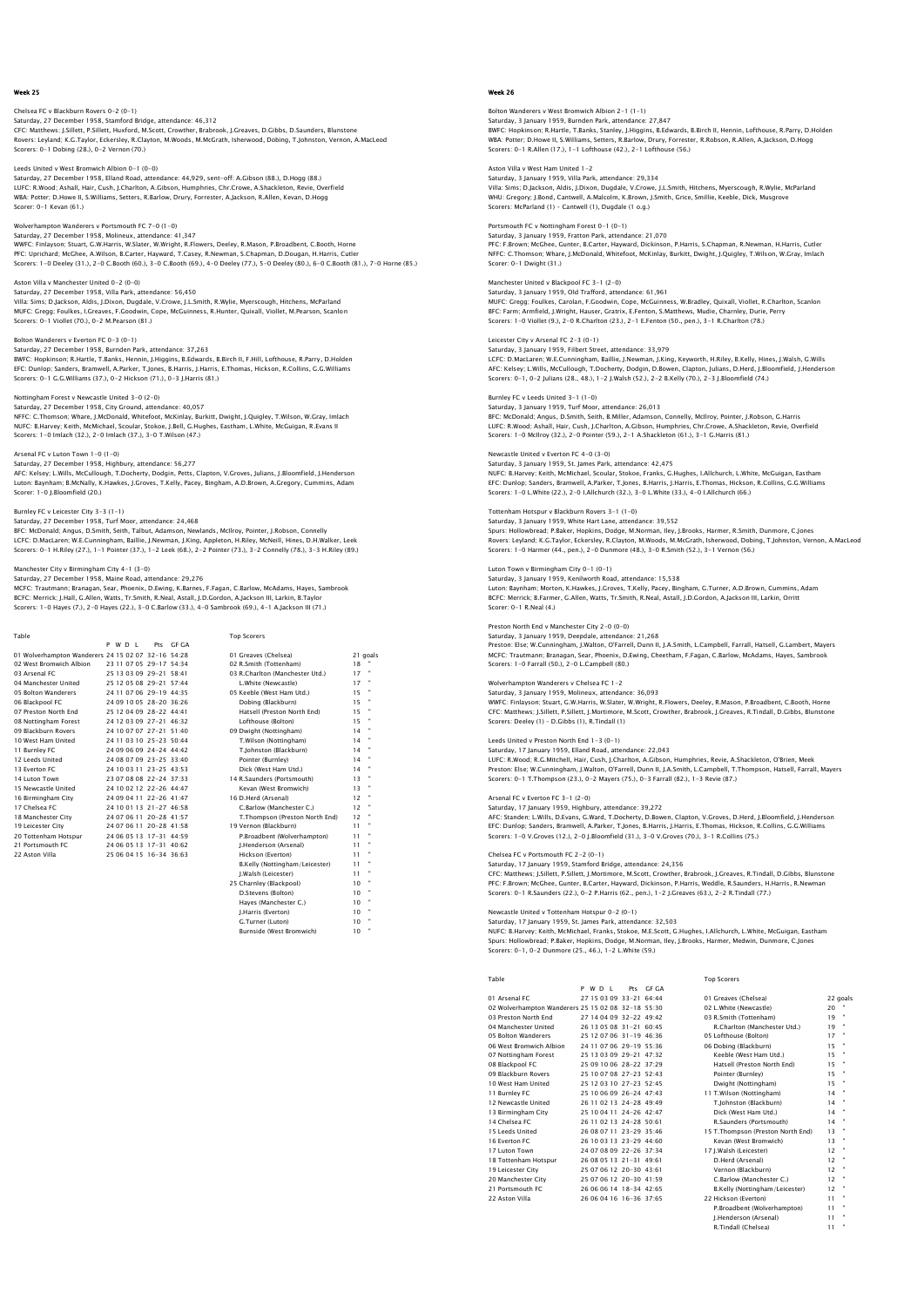## Week 25

Chelsea FC v Blackburn Rovers 0–2 (0–1)
Saturday, 27 December 1958, Stamford Bridge, attendance: 46,312
CFC: Matthews; J.Sillett, P.Sillett, Huxford, M.Scott, Crowther, Brabrook, J.Greaves, D.Gibbs, D.Saunders, Blunstone
Rovers: Leyland; K.G.Taylor, Eckersley, R.Clayton, M.Woods, M.McGrath, Isherwood, Dobing, T.Johnston, Vernon, A.MacLeod
Scorers: 0–1 Dobing (28.), 0–2 Vernon (70.)

Leeds United v West Bromwich Albion 0–1 (0–0)
Saturday, 27 December 1958, Elland Road, attendance: 44,929, sent-off: A.Gibson (88.), D.Hogg (88.)
LUFC: R.Wood; Ashall, Hair, Cush, J.Charlton, A.Gibson, Humphries, Chr.Crowe, A.Shackleton, Revie, Overfield
WBA: Potter; D.Howe II, S.Williams, Setters, R.Barlow, Drury, Forrester, A.Jackson, R.Allen, Kevan, D.Hogg
Scorer: 0–1 Kevan (61.)

Wolverhampton Wanderers v Portsmouth FC 7–0 (1–0)
Saturday, 27 December 1958, Molineux, attendance: 41,347
WWFC: Finlayson; Stuart, G.W.Harris, W.Slater, W.Wright, R.Flowers, Deeley, R.Mason, P.Broadbent, C.Booth, Horne
PFC: Uprichard; McGhee, A.Wilson, B.Carter, Hayward, T.Casey, R.Newman, S.Chapman, D.Dougan, H.Harris, Cutler
Scorers: 1–0 Deeley (31.), 2–0 C.Booth (60.), 3–0 C.Booth (69.), 4–0 Deeley (77.), 5–0 Deeley (80.), 6–0 C.Booth (81.), 7–0 Horne (85.)

Aston Villa v Manchester United 0–2 (0–0)
Saturday, 27 December 1958, Villa Park, attendance: 56,450
Villa: Sims; D.Jackson, Aldis, J.Dixon, Dugdale, V.Crowe, J.L.Smith, R.Wylie, Myerscough, Hitchens, McParland
MUFC: Gregg; Foulkes, I.Greaves, F.Goodwin, Cope, McGuinness, R.Hunter, Quixall, Viollet, M.Pearson, Scanlon
Scorers: 0–1 Viollet (70.), 0–2 M.Pearson (81.)

Bolton Wanderers v Everton FC 0–3 (0–1)
Saturday, 27 December 1958, Burnden Park, attendance: 37,263
BWFC: Hopkinson; R.Hartle, T.Banks, Hennin, J.Higgins, B.Edwards, B.Birch II, F.Hill, Lofthouse, R.Parry, D.Holden
EFC: Dunlop; Sanders, Bramwell, A.Parker, T.Jones, B.Harris, J.Harris, E.Thomas, Hickson, R.Collins, G.G.Williams
Scorers: 0–1 G.G.Williams (37.), 0–2 Hickson (71.), 0–3 J.Harris (81.)

Nottingham Forest v Newcastle United 3–0 (2–0)
Saturday, 27 December 1958, City Ground, attendance: 40,057
NFFC: C.Thomson; Whare, J.McDonald, Whitefoot, McKinlay, Burkitt, Dwight, J.Quigley, T.Wilson, W.Gray, Imlach
NUFC: B.Harvey; Keith, McMichael, Scoular, Stokoe, J.Bell, G.Hughes, Eastham, L.White, McGuigan, R.Evans II
Scorers: 1–0 Imlach (32.), 2–0 Imlach (37.), 3–0 T.Wilson (47.)

Arsenal FC v Luton Town 1–0 (1–0)
Saturday, 27 December 1958, Highbury, attendance: 56,277
AFC: Kelsey; L.Wills, McCullough, T.Docherty, Dodgin, Petts, Clapton, V.Groves, Julians, J.Bloomfield, J.Henderson
Luton: Baynham; B.McNally, K.Hawkes, J.Groves, T.Kelly, Pacey, Bingham, A.D.Brown, A.Gregory, Cummins, Adam
Scorer: 1–0 J.Bloomfield (20.)

Burnley FC v Leicester City 3–3 (1–1)
Saturday, 27 December 1958, Turf Moor, attendance: 24,468
BFC: McDonald; Angus, D.Smith, Seith, Talbut, Adamson, Newlands, McIlroy, Pointer, J.Robson, Connelly
LCFC: D.MacLaren; W.E.Cunningham, Baillie, J.Newman, J.King, Appleton, H.Riley, McNeill, Hines, D.H.Walker, Leek
Scorers: 0–1 H.Riley (27.), 1–1 Pointer (37.), 1–2 Leek (68.), 2–2 Pointer (73.), 3–2 Connelly (78.), 3–3 H.Riley (89.)

Manchester City v Birmingham City 4–1 (3–0)
Saturday, 27 December 1958, Maine Road, attendance: 29,276
MCFC: Trautmann; Branagan, Sear, Phoenix, D.Ewing, K.Barnes, F.Fagan, C.Barlow, McAdams, Hayes, Sambrook
BCFC: Merrick; J.Hall, G.Allen, Watts, Tr.Smith, R.Neal, Astall, J.D.Gordon, A.Jackson III, Larkin, B.Taylor
Scorers: 1–0 Hayes (7.), 2–0 Hayes (22.), 3–0 C.Barlow (33.), 4–0 Sambrook (69.), 4–1 A.Jackson III (71.)

Table

| | P | W | D | L | Pts | GF:GA |
|---|---|---|---|---|---|---|
| 01 Wolverhampton Wanderers | 24 | 15 | 02 | 07 | 32–16 | 54:28 |
| 02 West Bromwich Albion | 23 | 11 | 07 | 05 | 29–17 | 54:34 |
| 03 Arsenal FC | 25 | 13 | 03 | 09 | 29–21 | 58:41 |
| 04 Manchester United | 25 | 12 | 05 | 08 | 29–21 | 57:44 |
| 05 Bolton Wanderers | 24 | 11 | 07 | 06 | 29–19 | 44:35 |
| 06 Blackpool FC | 24 | 09 | 10 | 05 | 28–20 | 36:26 |
| 07 Preston North End | 25 | 12 | 04 | 09 | 28–22 | 44:41 |
| 08 Nottingham Forest | 24 | 12 | 03 | 09 | 27–21 | 46:32 |
| 09 Blackburn Rovers | 24 | 10 | 07 | 07 | 27–21 | 51:40 |
| 10 West Ham United | 24 | 11 | 03 | 10 | 25–23 | 50:44 |
| 11 Burnley FC | 24 | 09 | 06 | 09 | 24–24 | 44:42 |
| 12 Leeds United | 24 | 08 | 07 | 09 | 23–25 | 33:40 |
| 13 Everton FC | 24 | 10 | 03 | 11 | 23–25 | 43:53 |
| 14 Luton Town | 23 | 07 | 08 | 08 | 22–24 | 37:33 |
| 15 Newcastle United | 24 | 10 | 02 | 12 | 22–26 | 44:47 |
| 16 Birmingham City | 24 | 09 | 04 | 11 | 22–26 | 41:47 |
| 17 Chelsea FC | 24 | 10 | 01 | 13 | 21–27 | 46:58 |
| 18 Manchester City | 24 | 07 | 06 | 11 | 20–28 | 41:57 |
| 19 Leicester City | 24 | 07 | 06 | 11 | 20–28 | 41:58 |
| 20 Tottenham Hotspur | 24 | 06 | 05 | 13 | 17–31 | 44:59 |
| 21 Portsmouth FC | 24 | 06 | 05 | 13 | 17–31 | 40:62 |
| 22 Aston Villa | 25 | 06 | 04 | 15 | 16–34 | 36:63 |

Top Scorers

| | |
|---|---|
| 01 Greaves (Chelsea) | 21 goals |
| 02 R.Smith (Tottenham) | 18 " |
| 03 R.Charlton (Manchester Utd.) | 17 " |
| L.White (Newcastle) | 17 " |
| 05 Keeble (West Ham Utd.) | 15 " |
| Dobing (Blackburn) | 15 " |
| Hatsell (Preston North End) | 15 " |
| Lofthouse (Bolton) | 15 " |
| 09 Dwight (Nottingham) | 14 " |
| T.Wilson (Nottingham) | 14 " |
| T.Johnston (Blackburn) | 14 " |
| Pointer (Burnley) | 14 " |
| Dick (West Ham Utd.) | 14 " |
| 14 R.Saunders (Portsmouth) | 13 " |
| Kevan (West Bromwich) | 13 " |
| 16 D.Herd (Arsenal) | 12 " |
| C.Barlow (Manchester C.) | 12 " |
| T.Thompson (Preston North End) | 12 " |
| 19 Vernon (Blackburn) | 11 " |
| P.Broadbent (Wolverhampton) | 11 " |
| J.Henderson (Arsenal) | 11 " |
| Hickson (Everton) | 11 " |
| B.Kelly (Nottingham/Leicester) | 11 " |
| J.Walsh (Leicester) | 11 " |
| 25 Charnley (Blackpool) | 10 " |
| D.Stevens (Bolton) | 10 " |
| Hayes (Manchester C.) | 10 " |
| J.Harris (Everton) | 10 " |
| G.Turner (Luton) | 10 " |
| Burnside (West Bromwich) | 10 " |

## Week 26

Bolton Wanderers v West Bromwich Albion 2–1 (1–1)
Saturday, 3 January 1959, Burnden Park, attendance: 27,847
BWFC: Hopkinson; R.Hartle, T.Banks, Stanley, J.Higgins, B.Edwards, B.Birch II, Hennin, Lofthouse, R.Parry, D.Holden
WBA: Potter; D.Howe II, S.Williams, Setters, R.Barlow, Drury, Forrester, R.Robson, R.Allen, A.Jackson, D.Hogg
Scorers: 0–1 R.Allen (17.), 1–1 Lofthouse (42.), 2–1 Lofthouse (56.)

Aston Villa v West Ham United 1–2
Saturday, 3 January 1959, Villa Park, attendance: 29,334
Villa: Sims; D.Jackson, Aldis, J.Dixon, Dugdale, V.Crowe, J.L.Smith, Hitchens, Myerscough, R.Wylie, McParland
WHU: Gregory; J.Bond, Cantwell, A.Malcolm, K.Brown, J.Smith, Grice, Smillie, Keeble, Dick, Musgrove
Scorers: McParland (1) – Cantwell (1), Dugdale (1 o.g.)

Portsmouth FC v Nottingham Forest 0–1 (0–1)
Saturday, 3 January 1959, Fratton Park, attendance: 21,070
PFC: F.Brown; McGhee, Gunter, B.Carter, Hayward, Dickinson, P.Harris, S.Chapman, R.Newman, H.Harris, Cutler
NFFC: C.Thomson; Whare, J.McDonald, Whitefoot, McKinlay, Burkitt, Dwight, J.Quigley, T.Wilson, W.Gray, Imlach
Scorer: 0–1 Dwight (31.)

Manchester United v Blackpool FC 3–1 (2–0)
Saturday, 3 January 1959, Old Trafford, attendance: 61,961
MUFC: Gregg; Foulkes, Carolan, F.Goodwin, Cope, McGuinness, W.Bradley, Quixall, Viollet, R.Charlton, Scanlon
BFC: Farm; Armfield, J.Wright, Hauser, Gratrix, E.Fenton, S.Matthews, Mudie, Charnley, Durie, Perry
Scorers: 1–0 Viollet (9.), 2–0 R.Charlton (23.), 2–1 E.Fenton (50., pen.), 3–1 R.Charlton (78.)

Leicester City v Arsenal FC 2–3 (0–1)
Saturday, 3 January 1959, Filbert Street, attendance: 33,979
LCFC: D.MacLaren; W.E.Cunningham, Baillie, J.Newman, J.King, Keyworth, H.Riley, B.Kelly, Hines, J.Walsh, G.Wills
AFC: Kelsey; L.Wills, McCullough, T.Docherty, Dodgin, D.Bowen, Clapton, Julians, D.Herd, J.Bloomfield, J.Henderson
Scorers: 0–1, 0–2 Julians (28., 48.), 1–2 J.Walsh (52.), 2–2 B.Kelly (70.), 2–3 J.Bloomfield (74.)

Burnley FC v Leeds United 3–1 (1–0)
Saturday, 3 January 1959, Turf Moor, attendance: 26,013
BFC: McDonald; Angus, D.Smith, B.Miller, Adamson, Connelly, McIlroy, Pointer, J.Robson, G.Harris
LUFC: R.Wood; Ashall, Hair, Cush, J.Charlton, A.Gibson, Humphries, Chr.Crowe, A.Shackleton, Revie, Overfield
Scorers: 1–0 McIlroy (32.), 2–0 Pointer (59.), 2–1 A.Shackleton (61.), 3–1 G.Harris (81.)

Newcastle United v Everton FC 4–0 (3–0)
Saturday, 3 January 1959, St. James Park, attendance: 42,475
NUFC: B.Harvey; Keith, McMichael, Scoular, Stokoe, Franks, G.Hughes, I.Allchurch, L.White, McGuigan, Eastham
EFC: Dunlop; Sanders, Bramwell, A.Parker, T.Jones, B.Harris, J.Harris, E.Thomas, Hickson, R.Collins, G.G.Williams
Scorers: 1–0 L.White (22.), 2–0 I.Allchurch (32.), 3–0 L.White (33.), 4–0 I.Allchurch (66.)

Tottenham Hotspur v Blackburn Rovers 3–1 (1–0)
Saturday, 3 January 1959, White Hart Lane, attendance: 39,552
Spurs: Hollowbread; P.Baker, Hopkins, Dodge, M.Norman, Iley, J.Brooks, Harmer, R.Smith, Dunmore, C.Jones
Rovers: Leyland; K.G.Taylor, Eckersley, R.Clayton, M.Woods, M.McGrath, Isherwood, Dobing, T.Johnston, Vernon, A.MacLeod
Scorers: 1–0 Harmer (44., pen.), 2–0 Dunmore (48.), 3–0 R.Smith (52.), 3–1 Vernon (56.)

Luton Town v Birmingham City 0–1 (0–1)
Saturday, 3 January 1959, Kenilworth Road, attendance: 15,538
Luton: Baynham; Morton, K.Hawkes, J.Groves, T.Kelly, Pacey, Bingham, G.Turner, A.D.Brown, Cummins, Adam
BCFC: Merrick; B.Farmer, G.Allen, Watts, Tr.Smith, R.Neal, Astall, J.D.Gordon, A.Jackson III, Larkin, Orritt
Scorer: 0–1 R.Neal (4.)

Preston North End v Manchester City 2–0 (0–0)
Saturday, 3 January 1959, Deepdale, attendance: 21,268
Preston: Else; W.Cunningham, J.Walton, O'Farrell, Dunn II, J.A.Smith, L.Campbell, Farrall, Hatsell, G.Lambert, Mayers
MCFC: Trautmann; Branagan, Sear, Phoenix, D.Ewing, Cheetham, F.Fagan, C.Barlow, McAdams, Hayes, Sambrook
Scorers: 1–0 Farrall (50.), 2–0 L.Campbell (80.)

Wolverhampton Wanderers v Chelsea FC 1–2
Saturday, 3 January 1959, Molineux, attendance: 36,093
WWFC: Finlayson; Stuart, G.W.Harris, W.Slater, W.Wright, R.Flowers, Deeley, R.Mason, P.Broadbent, C.Booth, Horne
CFC: Matthews; J.Sillett, P.Sillett, J.Mortimore, M.Scott, Crowther, Brabrook, J.Greaves, R.Tindall, D.Gibbs, Blunstone
Scorers: Deeley (1) – D.Gibbs (1), R.Tindall (1)

Leeds United v Preston North End 1–3 (0–1)
Saturday, 17 January 1959, Elland Road, attendance: 22,043
LUFC: R.Wood; R.G.Mitchell, Hair, Cush, J.Charlton, A.Gibson, Humphries, Revie, A.Shackleton, O'Brien, Meek
Preston: Else; W.Cunningham, J.Walton, O'Farrell, Dunn II, J.A.Smith, L.Campbell, T.Thompson, Hatsell, Farrall, Mayers
Scorers: 0–1 T.Thompson (23.), 0–2 Mayers (75.), 0–3 Farrall (82.), 1–3 Revie (87.)

Arsenal FC v Everton FC 3–1 (2–0)
Saturday, 17 January 1959, Highbury, attendance: 39,272
AFC: Standen; L.Wills, D.Evans, G.Ward, T.Docherty, D.Bowen, Clapton, V.Groves, D.Herd, J.Bloomfield, J.Henderson
EFC: Dunlop; Sanders, Bramwell, A.Parker, T.Jones, B.Harris, J.Harris, E.Thomas, Hickson, R.Collins, G.G.Williams
Scorers: 1–0 V.Groves (12.), 2–0 J.Bloomfield (31.), 3–0 V.Groves (70.), 3–1 R.Collins (75.)

Chelsea FC v Portsmouth FC 2–2 (0–1)
Saturday, 17 January 1959, Stamford Bridge, attendance: 24,356
CFC: Matthews; J.Sillett, P.Sillett, J.Mortimore, M.Scott, Crowther, Brabrook, J.Greaves, R.Tindall, D.Gibbs, Blunstone
PFC: F.Brown; McGhee, Gunter, B.Carter, Hayward, Dickinson, P.Harris, Weddle, R.Saunders, H.Harris, R.Newman
Scorers: 0–1 R.Saunders (22.), 0–2 P.Harris (62., pen.), 1–2 J.Greaves (63.), 2–2 R.Tindall (77.)

Newcastle United v Tottenham Hotspur 0–2 (0–1)
Saturday, 17 January 1959, St. James Park, attendance: 32,503
NUFC: B.Harvey; Keith, McMichael, Franks, Stokoe, M.E.Scott, G.Hughes, I.Allchurch, L.White, McGuigan, Eastham
Spurs: Hollowbread; P.Baker, Hopkins, Dodge, M.Norman, Iley, J.Brooks, Harmer, Medwin, Dunmore, C.Jones
Scorers: 0–1, 0–2 Dunmore (25., 46.), 1–2 L.White (59.)

Table

| | P | W | D | L | Pts | GF:GA |
|---|---|---|---|---|---|---|
| 01 Arsenal FC | 27 | 15 | 03 | 09 | 33–21 | 64:44 |
| 02 Wolverhampton Wanderers | 25 | 15 | 02 | 08 | 32–18 | 55:30 |
| 03 Preston North End | 27 | 14 | 04 | 09 | 32–22 | 49:42 |
| 04 Manchester United | 26 | 13 | 05 | 08 | 31–21 | 60:45 |
| 05 Bolton Wanderers | 25 | 12 | 07 | 06 | 31–19 | 46:36 |
| 06 West Bromwich Albion | 24 | 11 | 07 | 06 | 29–19 | 55:36 |
| 07 Nottingham Forest | 25 | 13 | 03 | 09 | 29–21 | 47:32 |
| 08 Blackpool FC | 25 | 09 | 10 | 06 | 28–22 | 37:29 |
| 09 Blackburn Rovers | 25 | 10 | 07 | 08 | 27–23 | 52:43 |
| 10 West Ham United | 25 | 12 | 03 | 10 | 27–23 | 52:45 |
| 11 Burnley FC | 25 | 10 | 06 | 09 | 26–24 | 47:43 |
| 12 Newcastle United | 26 | 11 | 02 | 13 | 24–28 | 49:49 |
| 13 Birmingham City | 25 | 10 | 04 | 11 | 24–26 | 42:47 |
| 14 Chelsea FC | 26 | 11 | 02 | 13 | 24–28 | 50:61 |
| 15 Leeds United | 26 | 08 | 07 | 11 | 23–29 | 35:46 |
| 16 Everton FC | 26 | 10 | 03 | 13 | 23–29 | 44:60 |
| 17 Luton Town | 24 | 07 | 08 | 09 | 22–26 | 37:34 |
| 18 Tottenham Hotspur | 26 | 08 | 05 | 13 | 21–31 | 49:61 |
| 19 Leicester City | 25 | 07 | 06 | 12 | 20–30 | 43:61 |
| 20 Manchester City | 25 | 07 | 06 | 12 | 20–30 | 41:59 |
| 21 Portsmouth FC | 26 | 06 | 06 | 14 | 18–34 | 42:65 |
| 22 Aston Villa | 26 | 06 | 04 | 16 | 16–36 | 37:65 |

Top Scorers

| | |
|---|---|
| 01 Greaves (Chelsea) | 22 goals |
| 02 L.White (Newcastle) | 20 " |
| 03 R.Smith (Tottenham) | 19 " |
| R.Charlton (Manchester Utd.) | 19 " |
| 05 Lofthouse (Bolton) | 17 " |
| 06 Dobing (Blackburn) | 15 " |
| Keeble (West Ham Utd.) | 15 " |
| Hatsell (Preston North End) | 15 " |
| Pointer (Burnley) | 15 " |
| Dwight (Nottingham) | 15 " |
| 11 T.Wilson (Nottingham) | 14 " |
| T.Johnston (Blackburn) | 14 " |
| Dick (West Ham Utd.) | 14 " |
| R.Saunders (Portsmouth) | 14 " |
| 15 T.Thompson (Preston North End) | 13 " |
| Kevan (West Bromwich) | 13 " |
| 17 J.Walsh (Leicester) | 12 " |
| D.Herd (Arsenal) | 12 " |
| Vernon (Blackburn) | 12 " |
| C.Barlow (Manchester C.) | 12 " |
| B.Kelly (Nottingham/Leicester) | 12 " |
| 22 Hickson (Everton) | 11 " |
| P.Broadbent (Wolverhampton) | 11 " |
| J.Henderson (Arsenal) | 11 " |
| R.Tindall (Chelsea) | 11 " |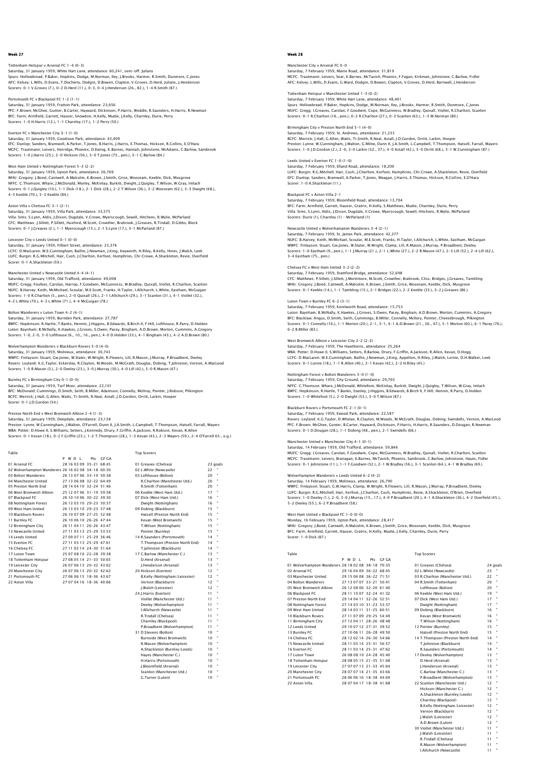## Week 27

Tottenham Hotspur v Arsenal FC 1-4 (0-3)
Saturday, 31 January 1959, White Hart Lane, attendance: 60,241, sent-off: Julians
Spurs: Hollowbread; P.Baker, Hopkins, Dodge, M.Norman, Iley, J.Brooks, Harmer, R.Smith, Dunmore, C.Jones
AFC: Kelsey; L.Wills, D.Evans, T.Docherty, Dodgin, D.Bowen, Clapton, V.Groves, D.Herd, Julians, J.Henderson
Scorers: 0-1 V.Groves (7.), 0-2 D.Herd (11.), 0-3, 0-4 J.Henderson (26., 82.), 1-4 R.Smith (87.)

Portsmouth FC v Blackpool FC 1-2 (1-1)
Saturday, 31 January 1959, Fratton Park, attendance: 23,656
PFC: F.Brown; McGhee, Gunter, B.Carter, Hayward, Dickinson, P.Harris, Weddle, R.Saunders, H.Harris, R.Newman
BFC: Farm; Armfield, Garrett, Hauser, Snowdon, H.Kelly, Mudie, J.Kelly, Charnley, Durie, Perry
Scorers: 1-0 H.Harris (12.), 1-1 Charnley (17.), 1-2 Perry (50.)

Everton FC v Manchester City 3-1 (1-0)
Saturday, 31 January 1959, Goodison Park, attendance: 43,409
EFC: Dunlop; Sanders, Bramwell, A.Parker, T.Jones, B.Harris, J.Harris, E.Thomas, Hickson, R.Collins, E.O'Hara
MCFC: Trautmann; Leivers, Horridge, Phoenix, D.Ewing, K.Barnes, Hannah, Johnstone, McAdams, C.Barlow, Sambrook
Scorers: 1-0 J.Harris (25.), 2-0 Hickson (56.), 3-0 T.Jones (73., pen.), 3-1 C.Barlow (84.)

West Ham United v Nottingham Forest 5-3 (2-2)
Saturday, 31 January 1959, Upton Park, attendance: 26,769
WHU: Gregory; J.Bond, Cantwell, A.Malcolm, K.Brown, J.Smith, Grice, Woosnam, Keeble, Dick, Musgrove
NFFC: C.Thomson; Whare, J.McDonald, Morley, McKinlay, Burkitt, Dwight, J.Quigley, T.Wilson, W.Gray, Imlach
Scorers: 0-1 J.Quigley (10.), 1-1 Dick (18.), 2-1 Dick (28.), 2-2 T.Wilson (36.), 3-2 Woosnam (62.), 3-3 Dwight (68.), 4-3 Keeble (70.), 5-3 Keeble (84.)

Aston Villa v Chelsea FC 3-1 (2-1)
Saturday, 31 January 1959, Villa Park, attendance: 33,575
Villa: Sims; S.Lynn, Aldis, J.Dixon, Dugdale, V.Crowe, Myerscough, Sewell, Hitchens, R.Wylie, McParland
CFC: Matthews; J.Sillett, P.Sillett, Huxford, M.Scott, Crowther, Brabrook, J.Greaves, R.Tindall, D.Gibbs, Block
Scorers: 0-1 J.Greaves (2.), 1-1 Myerscough (15.), 2-1 S.Lynn (17.), 3-1 McParland (87.)

Leicester City v Leeds United 0-1 (0-0)
Saturday, 31 January 1959, Filbert Street, attendance: 23,376
LCFC: D.MacLaren; W.E.Cunningham, Baillie, J.Newman, J.King, Keyworth, H.Riley, B.Kelly, Hines, J.Walsh, Leek
LUFC: Burgin; R.G.Mitchell, Hair, Cush, J.Charlton, Kerfoot, Humphries, Chr.Crowe, A.Shackleton, Revie, Overfield
Scorer: 0-1 A.Shackleton (59.)

Manchester United v Newcastle United 4-4 (4-1)
Saturday, 31 January 1959, Old Trafford, attendance: 49,008
MUFC: Gregg; Foulkes, Carolan, Harrop, F.Goodwin, McGuinness, W.Bradley, Quixall, Viollet, R.Charlton, Scanlon
NUFC: B.Harvey; Keith, McMichael, Scoular, M.E.Scott, Franks, H.Taylor, I.Allchurch, L.White, Eastham, McGuigan
Scorers: 1-0 R.Charlton (5., pen.), 2-0 Quixall (26.), 2-1 I.Allchurch (29.), 3-1 Scanlon (31.), 4-1 Viollet (32.), 4-2 L.White (70.), 4-3 L.White (71.), 4-4 McGuigan (78.)

Bolton Wanderers v Luton Town 4-2 (4-1)
Saturday, 31 January 1959, Burnden Park, attendance: 27,787
BWFC: Hopkinson; R.Hartle, T.Banks, Hennin, J.Higgins, B.Edwards, B.Birch II, F.Hill, Lofthouse, R.Parry, D.Holden
Luton: Baynham; B.McNally, K.Hawkes, J.Groves, S.Owen, Pacey, Bingham, A.D.Brown, Morton, Cummins, A.Gregory
Scorers: 1-0, 2-0, 3-0 Lofthouse (6., 10., 16., pen.), 4-0 D.Holden (33.), 4-1 Bingham (43.), 4-2 A.D.Brown (80.)

Wolverhampton Wanderers v Blackburn Rovers 5-0 (4-0)
Saturday, 31 January 1959, Molineux, attendance: 30,743
WWFC: Finlayson; Stuart, Gw.Jones, W.Slater, W.Wright, R.Flowers, Lill, R.Mason, J.Murray, P.Broadbent, Deeley
Rovers: Leyland; K.G.Taylor, Eckersley, R.Clayton, M.Woods, M.McGrath, Douglas, Dobing, T.Johnston, Vernon, A.MacLeod
Scorers: 1-0 R.Mason (3.), 2-0 Deeley (23.), 3-0 J.Murray (30.), 4-0 Lill (42.), 5-0 R.Mason (47.)

Burnley FC v Birmingham City 0-1 (0-0)
Saturday, 31 January 1959, Turf Moor, attendance: 22,101
BFC: McDonald; Cummings, D.Smith, Seith, B.Miller, Adamson, Connelly, McIlroy, Pointer, J.Robson, Pilkington
BCFC: Merrick; J.Hall, G.Allen, Watts, Tr.Smith, R.Neal, Astall, J.D.Gordon, Orritt, Larkin, Hooper
Scorer: 0-1 J.D.Gordon (54.)

Preston North End v West Bromwich Albion 2-4 (1-3)
Saturday, 31 January 1959, Deepdale, attendance: 23,138
Preston: Lynne; W.Cunningham, J.Walton, O'Farrell, Dunn II, J.A.Smith, L.Campbell, T.Thompson, Hatsell, Farrall, Mayers
WBA: Potter; D.Howe II, S.Williams, Setters, J.Kennedy, Drury, F.Griffin, A.Jackson, R.Robson, Kevan, R.Allen
Scorers: 0-1 Kevan (18.), 0-2 F.Griffin (23.), 1-2 T.Thompson (28.), 1-3 Kevan (43.), 2-3 Mayers (59.), 2-4 O'Farrell 65., o.g.)

Table

| | P | W | D | L | Pts | GF GA |
|---|---|---|---|---|---|---|
| 01 Arsenal FC | 28 | 16 | 03 | 09 | 35-21 | 68:45 |
| 02 Wolverhampton Wanderers | 26 | 16 | 02 | 08 | 34-18 | 60:30 |
| 03 Bolton Wanderers | 26 | 13 | 07 | 06 | 33-19 | 50:38 |
| 04 Manchester United | 27 | 13 | 06 | 08 | 32-22 | 64:49 |
| 05 Preston North End | 28 | 14 | 04 | 10 | 32-24 | 51:46 |
| 06 West Bromwich Albion | 25 | 12 | 07 | 06 | 31-19 | 59:38 |
| 07 Blackpool FC | 26 | 10 | 10 | 06 | 30-22 | 39:30 |
| 08 Nottingham Forest | 26 | 13 | 03 | 10 | 29-23 | 50:37 |
| 09 West Ham United | 26 | 13 | 03 | 10 | 29-23 | 57:48 |
| 10 Blackburn Rovers | 26 | 10 | 07 | 09 | 27-25 | 52:48 |
| 11 Burnley FC | 26 | 10 | 06 | 10 | 26-26 | 47:44 |
| 12 Birmingham City | 26 | 11 | 04 | 11 | 26-26 | 43:47 |
| 13 Newcastle United | 27 | 11 | 03 | 13 | 25-29 | 53:53 |
| 14 Leeds United | 27 | 09 | 07 | 11 | 25-29 | 36:46 |
| 15 Everton FC | 27 | 11 | 03 | 13 | 25-29 | 47:61 |
| 16 Chelsea FC | 27 | 11 | 02 | 14 | 24-30 | 51:64 |
| 17 Luton Town | 25 | 07 | 08 | 10 | 22-28 | 39:38 |
| 18 Tottenham Hotspur | 27 | 08 | 05 | 14 | 21-33 | 50:65 |
| 19 Leicester City | 26 | 07 | 06 | 13 | 20-32 | 43:62 |
| 20 Manchester City | 26 | 07 | 06 | 13 | 20-32 | 42:62 |
| 21 Portsmouth FC | 27 | 06 | 06 | 15 | 18-36 | 43:67 |
| 22 Aston Villa | 27 | 07 | 04 | 16 | 18-36 | 40:66 |

Top Scorers

| | | |
|---|---|---|
| 01 Greaves (Chelsea) | 23 | goals |
| 02 L.White (Newcastle) | 22 | " |
| 03 Lofthouse (Bolton) | 20 | " |
| R.Charlton (Manchester Utd.) | 20 | " |
| R.Smith (Tottenham) | 20 | " |
| 06 Keeble (West Ham Utd.) | 17 | " |
| 07 Dick (West Ham Utd.) | 16 | " |
| Dwight (Nottingham) | 16 | " |
| 09 Dobing (Blackburn) | 15 | " |
| Hatsell (Preston North End) | 15 | " |
| Kevan (West Bromwich) | 15 | " |
| T.Wilson (Nottingham) | 15 | " |
| Pointer (Burnley) | 15 | " |
| 14 R.Saunders (Portsmouth) | 14 | " |
| T.Thompson (Preston North End) | 14 | " |
| T.Johnston (Blackburn) | 14 | " |
| 17 C.Barlow (Manchester C.) | 13 | " |
| D.Herd (Arsenal) | 13 | " |
| J.Henderson (Arsenal) | 13 | " |
| 20 Hickson (Everton) | 12 | " |
| B.Kelly (Nottingham/Leicester) | 12 | " |
| Vernon (Blackburn) | 12 | " |
| J.Walsh (Leicester) | 12 | " |
| 24 J.Harris (Everton) | 11 | " |
| Viollet (Manchester Utd.) | 11 | " |
| Deeley (Wolverhampton) | 11 | " |
| I.Allchurch (Newcastle) | 11 | " |
| R.Tindall (Chelsea) | 11 | " |
| Charnley (Blackpool) | 11 | " |
| P.Broadbent (Wolverhampton) | 11 | " |
| 31 D.Stevens (Bolton) | 10 | " |
| Burnside (West Bromwich) | 10 | " |
| R.Mason (Wolverhampton) | 10 | " |
| A.Shackleton (Burnley/Leeds) | 10 | " |
| Hayes (Manchester C.) | 10 | " |
| H.Harris (Portsmouth) | 10 | " |
| J.Bloomfield (Arsenal) | 10 | " |
| Scanlon (Manchester Utd.) | 10 | " |
| G.Turner (Luton) | 10 | " |

## Week 28

Manchester City v Arsenal FC 0-0
Saturday, 7 February 1959, Maine Road, attendance: 31,819
MCFC: Trautmann; Leivers, Sear, K.Barnes, McTavish, Phoenix, F.Fagan, Kirkman, Johnstone, C.Barlow, Fidler
AFC: Kelsey; L.Wills, D.Evans, G.Ward, Dodgin, D.Bowen, Clapton, V.Groves, D.Herd, Barnwell, J.Henderson

Tottenham Hotspur v Manchester United 1-3 (0-2)
Saturday, 7 February 1959, White Hart Lane, attendance: 48,401
Spurs: Hollowbread; P.Baker, Hopkins, Dodge, M.Norman, Iley, J.Brooks, Harmer, R.Smith, Dunmore, C.Jones
MUFC: Gregg; I.Greaves, Carolan, F.Goodwin, Cope, McGuinness, W.Bradley, Quixall, Viollet, R.Charlton, Scanlon
Scorers: 0-1 R.Charlton (16., pen.), 0-2 R.Charlton (27.), 0-3 Scanlon (63.), 1-3 M.Norman (80.)

Birmingham City v Preston North End 5-1 (4-0)
Saturday, 7 February 1959, St. Andrews, attendance: 21,233
BCFC: Merrick; J.Hall, G.Allen, Watts, Tr.Smith, R.Neal, Astall, J.D.Gordon, Orritt, Larkin, Hooper
Preston: Lynne; W.Cunningham, J.Walton, G.Milne, Dunn II, J.A.Smith, L.Campbell, T.Thompson, Hatsell, Farrall, Mayers
Scorers: 1-0 J.D.Gordon (2.), 2-0, 3-0 Larkin (32., 37.), 4-0 Astall (42.), 5-0 Orritt (68.), 5-1 W.Cunningham (87.)

Leeds United v Everton FC 1-0 (1-0)
Saturday, 7 February 1959, Elland Road, attendance: 18,200
LUFC: Burgin; R.G.Mitchell, Hair, Cush, J.Charlton, Kerfoot, Humphries, Chr.Crowe, A.Shackleton, Revie, Overfield
EFC: Dunlop; Sanders, Bramwell, A.Parker, T.Jones, Meagan, J.Harris, E.Thomas, Hickson, R.Collins, E.O'Hara
Scorer: 1-0 A.Shackleton (11.)

Blackpool FC v Aston Villa 2-1
Saturday, 7 February 1959, Bloomfield Road, attendance: 13,704
BFC: Farm; Armfield, Garrett, Hauser, Gratrix, H.Kelly, S.Matthews, Mudie, Charnley, Durie, Perry
Villa: Sims; S.Lynn, Aldis, J.Dixon, Dugdale, V.Crowe, Myerscough, Sewell, Hitchens, R.Wylie, McParland
Scorers: Durie (1), Charnley (1) – McParland (1)

Newcastle United v Wolverhampton Wanderers 3-4 (2-1)
Saturday, 7 February 1959, St. James Park, attendance: 42,377
NUFC: B.Harvey; Keith, McMichael, Scoular, M.E.Scott, Franks, H.Taylor, I.Allchurch, L.White, Eastham, McGuigan
WWFC: Finlayson; Stuart, Gw.Jones, W.Slater, W.Wright, Clamp, Lill, R.Mason, J.Murray, P.Broadbent, Deeley
Scorers: 1-0 Eastham (9., pen.), 1-1 J.Murray (21.), 2-1 L.White (27.), 2-2 R.Mason (47.), 2-3 Lill (52.), 2-4 Lill (62.), 3-4 Eastham (75., pen.)

Chelsea FC v West Ham United 3-2 (2-2)
Saturday, 7 February 1959, Stamford Bridge, attendance: 52,698
CFC: Matthews; P.Sillett, J.Sillett, J.Mortimore, M.Scott, Crowther, Brabrook, Cliss, Bridges, J.Greaves, Tambling
WHU: Gregory; J.Bond, Cantwell, A.Malcolm, K.Brown, J.Smith, Grice, Woosnam, Keeble, Dick, Musgrove
Scorers: 0-1 Keeble (14.), 1-1 Tambling (15.), 2-1 Bridges (22.), 2-2 Keeble (33.), 3-2 J.Greaves (86.)

Luton Town v Burnley FC 6-2 (3-1)
Saturday, 7 February 1959, Kenilworth Road, attendance: 15,753
Luton: Baynham; B.McNally, K.Hawkes, J.Groves, S.Owen, Pacey, Bingham, A.D.Brown, Morton, Cummins, A.Gregory
BFC: Blacklaw; Angus, D.Smith, Seith, Cummings, B.Miller, Connelly, McIlroy, Pointer, Cheesebrough, Pilkington
Scorers: 0-1 Connelly (16.), 1-1 Morton (20.), 2-1, 3-1, 4-1 A.D.Brown (21., 36., 47.), 5-1 Morton (60.), 6-1 Pacey (76.), 6-2 B.Miller (83.)

West Bromwich Albion v Leicester City 2-2 (2-2)
Saturday, 7 February 1959, The Hawthorns, attendance: 25,264
WBA: Potter; D.Howe II, S.Williams, Setters, R.Barlow, Drury, F.Griffin, A.Jackson, R.Allen, Kevan, D.Hogg
LCFC: D.MacLaren; W.E.Cunningham, Baillie, J.Newman, J.King, Appleton, H.Riley, J.Walsh, Lornie, D.H.Walker, Leek
Scorers: 0-1 Lornie (18.), 1-1 R.Allen (40.), 2-1 Kevan (42.), 2-2 H.Riley (45.)

Nottingham Forest v Bolton Wanderers 3-0 (1-0)
Saturday, 7 February 1959, City Ground, attendance: 29,703
NFFC: C.Thomson; Whare, J.McDonald, Whitefoot, McKinlay, Burkitt, Dwight, J.Quigley, T.Wilson, W.Gray, Imlach
BWFC: Hopkinson; R.Hartle, T.Banks, Stanley, J.Higgins, B.Edwards, B.Birch II, F.Hill, Hennin, R.Parry, D.Holden
Scorers: 1-0 Whitefoot (5.), 2-0 Dwight (53.), 3-0 T.Wilson (87.)

Blackburn Rovers v Portsmouth FC 2-1 (0-1)
Saturday, 7 February 1959, Ewood Park, attendance: 22,587
Rovers: Leyland; K.G.Taylor, D.Whelan, R.Clayton, M.Woods, M.McGrath, Douglas, Dobing, Swindells, Vernon, A.MacLeod
PFC: F.Brown; McGhee, Gunter, B.Carter, Hayward, Dickinson, P.Harris, H.Harris, R.Saunders, D.Dougan, R.Newman
Scorers: 0-1 D.Dougan (28.), 1-1 Dobing (48., pen.), 2-1 Swindells (66.)

Manchester United v Manchester City 4-1 (0-1)
Saturday, 14 February 1959, Old Trafford, attendance: 59,846
MUFC: Gregg; I.Greaves, Carolan, F.Goodwin, Cope, McGuinness, W.Bradley, Quixall, Viollet, R.Charlton, Scanlon
MCFC: Trautmann; Leivers, Branagan, K.Barnes, McTavish, Phoenix, Sambrook, C.Barlow, Johnstone, Hayes, Fidler
Scorers: 0-1 Johnstone (11.), 1-1 F.Goodwin (52.), 2-1 W.Bradley (56.), 3-1 Scanlon (64.), 4-1 W.Bradley (69.)

Wolverhampton Wanderers v Leeds United 6-2 (4-2)
Saturday, 14 February 1959, Molineux, attendance: 26,790
WWFC: Finlayson; G.W.Harris, Clamp, W.Wright, R.Flowers, Lill, R.Mason, J.Murray, P.Broadbent, Deeley
LUFC: Burgin; R.G.Mitchell, Hair, Kerfoot, J.Charlton, Cush, Humphries, Revie, A.Shackleton, O'Brien, Overfield
Scorers: 1-0 Deeley (1.), 2-0, 3-0 J.Murray (15., 17.), 4-0 P.Broadbent (20.), 4-1 A.Shackleton (36.), 4-2 Overfield (45.), 5-2 Deeley (55.), 6-2 P.Broadbent (58.)

West Ham United v Blackpool FC 1-0 (0-0)
Monday, 16 February 1959, Upton Park, attendance: 28,417
WHU: Gregory; J.Bond, Cantwell, A.Malcolm, K.Brown, J.Smith, Grice, Woosnam, Keeble, Dick, Musgrove
BFC: Farm; Armfield, Garrett, Hauser, Gratrix, H.Kelly, Mudie, J.Kelly, Charnley, Durie, Perry
Scorer: 1-0 Dick (87.)

Table

| | P | W | D | L | Pts | GF GA |
|---|---|---|---|---|---|---|
| 01 Wolverhampton Wanderers | 28 | 18 | 02 | 08 | 38-18 | 70:35 |
| 02 Arsenal FC | 29 | 16 | 04 | 09 | 36-22 | 68:45 |
| 03 Manchester United | 29 | 15 | 06 | 08 | 36-22 | 71:51 |
| 04 Bolton Wanderers | 27 | 13 | 07 | 07 | 33-21 | 50:41 |
| 05 West Bromwich Albion | 26 | 12 | 08 | 06 | 32-20 | 61:40 |
| 06 Blackpool FC | 28 | 11 | 10 | 07 | 32-24 | 41:32 |
| 07 Preston North End | 29 | 14 | 04 | 11 | 32-26 | 52:51 |
| 08 Nottingham Forest | 27 | 14 | 03 | 10 | 31-23 | 53:37 |
| 09 West Ham United | 28 | 14 | 03 | 11 | 31-25 | 60:51 |
| 10 Blackburn Rovers | 27 | 11 | 07 | 09 | 29-25 | 54:49 |
| 11 Birmingham City | 27 | 12 | 04 | 11 | 28-26 | 48:48 |
| 12 Leeds United | 29 | 10 | 07 | 12 | 27-31 | 39:52 |
| 13 Burnley FC | 27 | 10 | 06 | 11 | 26-28 | 49:50 |
| 14 Chelsea FC | 28 | 12 | 02 | 14 | 26-30 | 54:66 |
| 15 Newcastle United | 28 | 11 | 03 | 14 | 25-31 | 56:57 |
| 16 Everton FC | 28 | 11 | 03 | 14 | 25-31 | 47:62 |
| 17 Luton Town | 26 | 08 | 08 | 10 | 24-28 | 45:40 |
| 18 Tottenham Hotspur | 28 | 08 | 05 | 15 | 21-35 | 51:68 |
| 19 Leicester City | 27 | 07 | 07 | 13 | 21-33 | 45:64 |
| 20 Manchester City | 28 | 07 | 07 | 14 | 21-35 | 43:66 |
| 21 Portsmouth FC | 28 | 06 | 06 | 16 | 18-38 | 44:69 |
| 22 Aston Villa | 28 | 07 | 04 | 17 | 18-38 | 41:68 |

Top Scorers

| | | |
|---|---|---|
| 01 Greaves (Chelsea) | 24 | goals |
| 02 L.White (Newcastle) | 23 | " |
| 03 R.Charlton (Manchester Utd.) | 22 | " |
| 04 R.Smith (Tottenham) | 20 | " |
| Lofthouse (Bolton) | 20 | " |
| 06 Keeble (West Ham Utd.) | 19 | " |
| 07 Dick (West Ham Utd.) | 17 | " |
| Dwight (Nottingham) | 17 | " |
| 09 Dobing (Blackburn) | 16 | " |
| Kevan (West Bromwich) | 16 | " |
| T.Wilson (Nottingham) | 16 | " |
| 12 Pointer (Burnley) | 15 | " |
| Hatsell (Preston North End) | 15 | " |
| 14 T.Thompson (Preston North End) | 14 | " |
| T.Johnston (Blackburn) | 14 | " |
| R.Saunders (Portsmouth) | 14 | " |
| 17 Deeley (Wolverhampton) | 13 | " |
| D.Herd (Arsenal) | 13 | " |
| J.Henderson (Arsenal) | 13 | " |
| C.Barlow (Manchester C.) | 13 | " |
| P.Broadbent (Wolverhampton) | 13 | " |
| 22 Scanlon (Manchester Utd.) | 12 | " |
| Hickson (Manchester C.) | 12 | " |
| A.Shackleton (Burnley/Leeds) | 12 | " |
| Charnley (Blackpool) | 12 | " |
| B.Kelly (Nottingham/Leicester) | 12 | " |
| Vernon (Blackburn) | 12 | " |
| J.Walsh (Leicester) | 12 | " |
| A.D.Brown (Luton) | 12 | " |
| 30 Viollet (Manchester Utd.) | 11 | " |
| J.Walsh (Leicester) | 11 | " |
| R.Tindall (Chelsea) | 11 | " |
| R.Mason (Wolverhampton) | 11 | " |
| I.Allchurch (Newcastle) | 11 | " |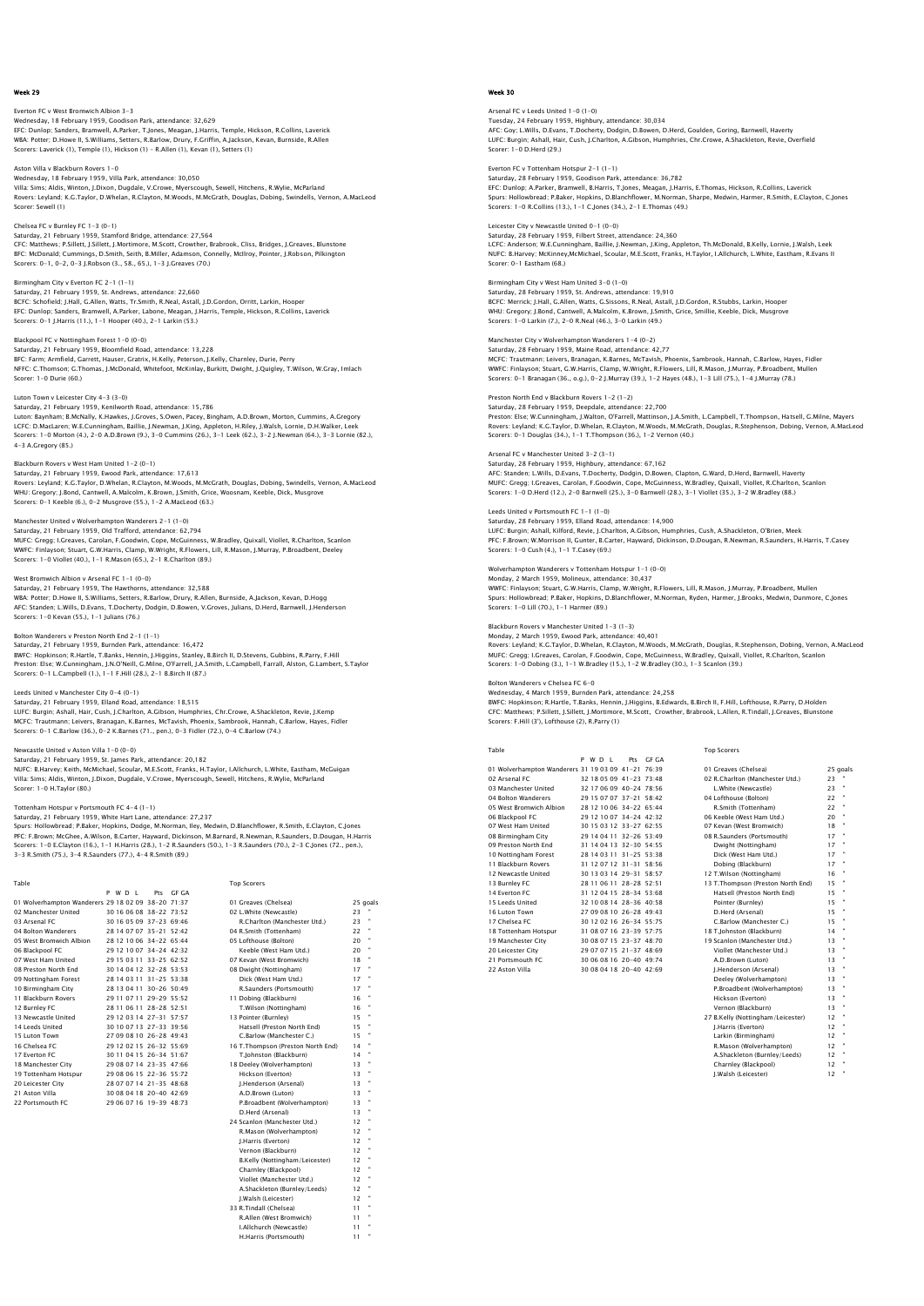## Week 29

Everton FC v West Bromwich Albion 3-3
Wednesday, 18 February 1959, Goodison Park, attendance: 32,629
EFC: Dunlop; Sanders, Bramwell, A.Parker, T.Jones, Meagan, J.Harris, Temple, Hickson, R.Collins, Laverick
WBA: Potter; D.Howe II, S.Williams, Setters, R.Barlow, Drury, F.Griffin, A.Jackson, Kevan, Burnside, R.Allen
Scorers: Laverick (1), Temple (1), Hickson (1) - R.Allen (1), Kevan (1), Setters (1)

Aston Villa v Blackburn Rovers 1-0
Wednesday, 18 February 1959, Villa Park, attendance: 30,050
Villa: Sims; Aldis, Winton, J.Dixon, Dugdale, V.Crowe, Myerscough, Sewell, Hitchens, R.Wylie, McParland
Rovers: Leyland; K.G.Taylor, D.Whelan, R.Clayton, M.Woods, M.McGrath, Douglas, Dobing, Swindells, Vernon, A.MacLeod
Scorer: Sewell (1)

Chelsea FC v Burnley FC 1-3 (0-1)
Saturday, 21 February 1959, Stamford Bridge, attendance: 27,564
CFC: Matthews; P.Sillett, J.Sillett, J.Mortimore, M.Scott, Crowther, Brabrook, Cliss, Bridges, J.Greaves, Blunstone
BFC: McDonald; Cummings, D.Smith, Seith, B.Miller, Adamson, Connelly, McIlroy, Pointer, J.Robson, Pilkington
Scorers: 0-1, 0-2, 0-3 J.Robson (3., 58., 65.), 1-3 J.Greaves (70.)

Birmingham City v Everton FC 2-1 (1-1)
Saturday, 21 February 1959, St. Andrews, attendance: 22,660
BCFC: Schofield; J.Hall, G.Allen, Watts, Tr.Smith, R.Neal, Astall, J.D.Gordon, Orritt, Larkin, Hooper
EFC: Dunlop; Sanders, Bramwell, A.Parker, Labone, Meagan, J.Harris, Temple, Hickson, R.Collins, Laverick
Scorers: 0-1 J.Harris (11.), 1-1 Hooper (40.), 2-1 Larkin (53.)

Blackpool FC v Nottingham Forest 1-0 (0-0)
Saturday, 21 February 1959, Bloomfield Road, attendance: 13,228
BFC: Farm; Armfield, Garrett, Hauser, Gratrix, H.Kelly, Peterson, J.Kelly, Charnley, Durie, Perry
NFFC: C.Thomson; G.Thomas, J.McDonald, Whitefoot, McKinlay, Burkitt, Dwight, J.Quigley, T.Wilson, W.Gray, Imlach
Scorer: 1-0 Durie (60.)

Luton Town v Leicester City 4-3 (3-0)
Saturday, 21 February 1959, Kenilworth Road, attendance: 15,786
Luton: Baynham; B.McNally, K.Hawkes, J.Groves, S.Owen, Pacey, Bingham, A.D.Brown, Morton, Cummins, A.Gregory
LCFC: D.MacLaren; W.E.Cunningham, Baillie, J.Newman, J.King, Appleton, H.Riley, J.Walsh, Lornie, D.H.Walker, Leek
Scorers: 1-0 Morton (4.), 2-0 A.D.Brown (9.), 3-0 Cummins (26.), 3-1 Leek (62.), 3-2 J.Newman (64.), 3-3 Lornie (82.), 4-3 A.Gregory (85.)

Blackburn Rovers v West Ham United 1-2 (0-1)
Saturday, 21 February 1959, Ewood Park, attendance: 17,613
Rovers: Leyland; K.G.Taylor, D.Whelan, R.Clayton, M.Woods, M.McGrath, Douglas, Dobing, Swindells, Vernon, A.MacLeod
WHU: Gregory; J.Bond, Cantwell, A.Malcolm, K.Brown, J.Smith, Grice, Woosnam, Keeble, Dick, Musgrove
Scorers: 0-1 Keeble (6.), 0-2 Musgrove (55.), 1-2 A.MacLeod (63.)

Manchester United v Wolverhampton Wanderers 2-1 (1-0)
Saturday, 21 February 1959, Old Trafford, attendance: 62,794
MUFC: Gregg; I.Greaves, Carolan, F.Goodwin, Cope, McGuinness, W.Bradley, Quixall, Viollet, R.Charlton, Scanlon
WWFC: Finlayson; Stuart, G.W.Harris, Clamp, W.Wright, R.Flowers, Lill, R.Mason, J.Murray, P.Broadbent, Deeley
Scorers: 1-0 Viollet (40.), 1-1 R.Mason (65.), 2-1 R.Charlton (89.)

West Bromwich Albion v Arsenal FC 1-1 (0-0)
Saturday, 21 February 1959, The Hawthorns, attendance: 32,588
WBA: Potter; D.Howe II, S.Williams, Setters, R.Barlow, Drury, R.Allen, Burnside, A.Jackson, Kevan, D.Hogg
AFC: Standen; L.Wills, D.Evans, T.Docherty, Dodgin, D.Bowen, D.Groves, Julians, D.Herd, Barnwell, J.Henderson
Scorers: 1-0 Kevan (55.), 1-1 Julians (76.)

Bolton Wanderers v Preston North End 2-1 (1-1)
Saturday, 21 February 1959, Burnden Park, attendance: 16,472
BWFC: Hopkinson; R.Hartle, T.Banks, Hennin, J.Higgins, Stanley, B.Birch II, D.Stevens, Gubbins, R.Parry, F.Hill
Preston: Else; W.Cunningham, J.N.O'Neill, G.Milne, O'Farrell, J.A.Smith, L.Campbell, Farrall, Alston, G.Lambert, S.Taylor
Scorers: 0-1 L.Campbell (1.), 1-1 F.Hill (28.), 2-1 B.Birch II (87.)

Leeds United v Manchester City 0-4 (0-1)
Saturday, 21 February 1959, Elland Road, attendance: 18,515
LUFC: Burgin; Ashall, Hair, Cush, J.Charlton, A.Gibson, Humphries, Chr.Crowe, A.Shackleton, Revie, J.Kemp
MCFC: Trautmann; Leivers, Branagan, K.Barnes, McTavish, Phoenix, Sambrook, Hannah, C.Barlow, Hayes, Fidler
Scorers: 0-1 C.Barlow (36.), 0-2 K.Barnes (71., pen.), 0-3 Fidler (72.), 0-4 C.Barlow (74.)

Newcastle United v Aston Villa 1-0 (0-0)
Saturday, 21 February 1959, St. James Park, attendance: 20,182
NUFC: B.Harvey; Keith, McMichael, Scoular, M.E.Scott, Franks, H.Taylor, I.Allchurch, L.White, Eastham, McGuigan
Villa: Sims; Aldis, Winton, J.Dixon, Dugdale, V.Crowe, Myerscough, Sewell, Hitchens, R.Wylie, McParland
Scorer: 1-0 H.Taylor (80.)

Tottenham Hotspur v Portsmouth FC 4-4 (1-1)
Saturday, 21 February 1959, White Hart Lane, attendance: 27,237
Spurs: Hollowbread; P.Baker, Hopkins, Dodge, M.Norman, Iley, Medwin, D.Blanchflower, R.Smith, E.Clayton, C.Jones
PFC: F.Brown; McGhee, A.Wilson, B.Carter, Hayward, Dickinson, M.Barnard, R.Newman, R.Saunders, D.Dougan, H.Harris
Scorers: 1-0 E.Clayton (16.), 1-1 H.Harris (28.), 1-2 R.Saunders (50.), 1-3 R.Saunders (70.), 2-3 C.Jones (72., pen.), 3-3 R.Smith (75.), 3-4 R.Saunders (77.), 4-4 R.Smith (89.)

### Table

| | P | W | D | L | Pts | GF GA |
|---|---|---|---|---|---|---|
| 01 Wolverhampton Wanderers | 29 | 18 | 02 | 09 | 38-20 | 71:37 |
| 02 Manchester United | 30 | 16 | 06 | 08 | 38-22 | 73:52 |
| 03 Arsenal FC | 30 | 16 | 05 | 09 | 37-23 | 69:46 |
| 04 Bolton Wanderers | 28 | 14 | 07 | 07 | 35-21 | 52:42 |
| 05 West Bromwich Albion | 28 | 12 | 10 | 06 | 34-22 | 65:44 |
| 06 Blackpool FC | 29 | 12 | 10 | 07 | 34-24 | 42:32 |
| 07 West Ham United | 29 | 15 | 03 | 11 | 33-25 | 62:52 |
| 08 Preston North End | 30 | 14 | 04 | 12 | 32-28 | 53:53 |
| 09 Nottingham Forest | 28 | 14 | 03 | 11 | 31-25 | 53:38 |
| 10 Birmingham City | 28 | 13 | 04 | 11 | 30-26 | 50:49 |
| 11 Blackburn Rovers | 29 | 11 | 07 | 11 | 29-29 | 55:52 |
| 12 Burnley FC | 28 | 11 | 06 | 11 | 28-28 | 52:51 |
| 13 Newcastle United | 29 | 12 | 03 | 14 | 27-31 | 57:57 |
| 14 Leeds United | 30 | 10 | 07 | 13 | 27-33 | 39:56 |
| 15 Luton Town | 27 | 09 | 08 | 10 | 26-28 | 49:43 |
| 16 Chelsea FC | 29 | 12 | 02 | 15 | 26-32 | 55:69 |
| 17 Everton FC | 30 | 11 | 04 | 15 | 26-34 | 51:67 |
| 18 Manchester City | 29 | 08 | 07 | 14 | 23-35 | 47:66 |
| 19 Tottenham Hotspur | 29 | 08 | 06 | 15 | 22-36 | 55:72 |
| 20 Leicester City | 28 | 07 | 07 | 14 | 21-35 | 48:68 |
| 21 Aston Villa | 30 | 08 | 04 | 18 | 20-40 | 42:69 |
| 22 Portsmouth FC | 29 | 06 | 07 | 16 | 19-39 | 48:73 |

### Top Scorers

| | | |
|---|---|---|
| 01 | Greaves (Chelsea) | 25 goals |
| 02 | L.White (Newcastle) | 23 " |
| | R.Charlton (Manchester Utd.) | 23 " |
| 04 | R.Smith (Tottenham) | 22 " |
| 05 | Lofthouse (Bolton) | 20 " |
| | Keeble (West Ham Utd.) | 20 " |
| 07 | Kevan (West Bromwich) | 18 " |
| 08 | Dwight (Nottingham) | 17 " |
| | Dick (West Ham Utd.) | 17 " |
| | R.Saunders (Portsmouth) | 17 " |
| 11 | Dobing (Blackburn) | 16 " |
| | T.Wilson (Nottingham) | 16 " |
| 13 | Pointer (Burnley) | 15 " |
| | Hatsell (Preston North End) | 15 " |
| | C.Barlow (Manchester C.) | 15 " |
| 16 | T.Thompson (Preston North End) | 14 " |
| | T.Johnston (Blackburn) | 14 " |
| 18 | Deeley (Wolverhampton) | 13 " |
| | Hickson (Everton) | 13 " |
| | J.Henderson (Arsenal) | 13 " |
| | A.D.Brown (Luton) | 13 " |
| | P.Broadbent (Wolverhampton) | 13 " |
| | D.Herd (Arsenal) | 13 " |
| 24 | Scanlon (Manchester Utd.) | 12 " |
| | R.Mason (Wolverhampton) | 12 " |
| | J.Harris (Everton) | 12 " |
| | Vernon (Blackburn) | 12 " |
| | B.Kelly (Nottingham/Leicester) | 12 " |
| | Charnley (Blackpool) | 12 " |
| | Viollet (Manchester Utd.) | 12 " |
| | A.Shackleton (Burnley/Leeds) | 12 " |
| | J.Walsh (Leicester) | 12 " |
| 33 | R.Tindall (Chelsea) | 11 " |
| | R.Allen (West Bromwich) | 11 " |
| | I.Allchurch (Newcastle) | 11 " |
| | H.Harris (Portsmouth) | 11 " |

## Week 30

Arsenal FC v Leeds United 1-0 (1-0)
Tuesday, 24 February 1959, Highbury, attendance: 30,034
AFC: Goy; L.Wills, D.Evans, T.Docherty, Dodgin, D.Bowen, D.Herd, Goulden, Goring, Barnwell, Haverty
LUFC: Burgin; Ashall, Hair, Cush, J.Charlton, A.Gibson, Humphries, Chr.Crowe, A.Shackleton, Revie, Overfield
Scorer: 1-0 D.Herd (29.)

Everton FC v Tottenham Hotspur 2-1 (1-1)
Saturday, 28 February 1959, Goodison Park, attendance: 36,782
EFC: Dunlop; A.Parker, Bramwell, B.Harris, T.Jones, Meagan, J.Harris, E.Thomas, Hickson, R.Collins, Laverick
Spurs: Hollowbread; P.Baker, Hopkins, D.Blanchflower, M.Norman, Sharpe, Medwin, Harmer, R.Smith, E.Clayton, C.Jones
Scorers: 1-0 R.Collins (13.), 1-1 C.Jones (34.), 2-1 E.Thomas (49.)

Leicester City v Newcastle United 0-1 (0-0)
Saturday, 28 February 1959, Filbert Street, attendance: 24,360
LCFC: Anderson; W.E.Cunningham, Baillie, J.Newman, J.King, Appleton, Th.McDonald, B.Kelly, Lornie, J.Walsh, Leek
NUFC: B.Harvey; McKinney, McMichael, Scoular, M.E.Scott, Franks, H.Taylor, I.Allchurch, L.White, Eastham, R.Evans II
Scorer: 0-1 Eastham (68.)

Birmingham City v West Ham United 3-0 (1-0)
Saturday, 28 February 1959, St. Andrews, attendance: 19,910
BCFC: Merrick; J.Hall, G.Allen, Watts, G.Sissons, R.Neal, Astall, J.D.Gordon, R.Stubbs, Larkin, Hooper
WHU: Gregory; J.Bond, Cantwell, A.Malcolm, K.Brown, J.Smith, Grice, Smillie, Keeble, Dick, Musgrove
Scorers: 1-0 Larkin (7.), 2-0 R.Neal (46.), 3-0 Larkin (49.)

Manchester City v Wolverhampton Wanderers 1-4 (0-2)
Saturday, 28 February 1959, Maine Road, attendance: 42,77
MCFC: Trautmann; Leivers, Branagan, K.Barnes, McTavish, Phoenix, Sambrook, Hannah, C.Barlow, Hayes, Fidler
WWFC: Finlayson; Stuart, G.W.Harris, Clamp, W.Wright, R.Flowers, Lill, R.Mason, J.Murray, P.Broadbent, Mullen
Scorers: 0-1 Branagan (36., o.g.), 0-2 J.Murray (39.), 1-2 Hayes (48.), 1-3 Lill (75.), 1-4 J.Murray (78.)

Preston North End v Blackburn Rovers 1-2 (1-2)
Saturday, 28 February 1959, Deepdale, attendance: 22,700
Preston: Else; W.Cunningham, J.Walton, O'Farrell, Mattinson, J.A.Smith, L.Campbell, T.Thompson, Hatsell, G.Milne, Mayers
Rovers: Leyland; K.G.Taylor, D.Whelan, R.Clayton, M.Woods, M.McGrath, Douglas, R.Stephenson, Dobing, Vernon, A.MacLeod
Scorers: 0-1 Douglas (34.), 1-1 T.Thompson (36.), 1-2 Vernon (40.)

Arsenal FC v Manchester United 3-2 (3-1)
Saturday, 28 February 1959, Highbury, attendance: 67,162
AFC: Standen; L.Wills, D.Evans, T.Docherty, Dodgin, D.Bowen, Clapton, G.Ward, D.Herd, Barnwell, Haverty
MUFC: Gregg; I.Greaves, Carolan, F.Goodwin, Cope, McGuinness, W.Bradley, Quixall, Viollet, R.Charlton, Scanlon
Scorers: 1-0 D.Herd (12.), 2-0 Barnwell (25.), 3-0 Barnwell (28.), 3-1 Viollet (35.), 3-2 W.Bradley (88.)

Leeds United v Portsmouth FC 1-1 (1-0)
Saturday, 28 February 1959, Elland Road, attendance: 14,900
LUFC: Burgin; Ashall, Kilford, Revie, J.Charlton, A.Gibson, Humphries, Cush, A.Shackleton, O'Brien, Meek
PFC: F.Brown; W.Morrison II, Gunter, B.Carter, Hayward, Dickinson, D.Dougan, R.Newman, R.Saunders, H.Harris, T.Casey
Scorers: 1-0 Cush (4.), 1-1 T.Casey (69.)

Wolverhampton Wanderers v Tottenham Hotspur 1-1 (0-0)
Monday, 2 March 1959, Molineux, attendance: 30,437
WWFC: Finlayson; Stuart, G.W.Harris, Clamp, W.Wright, R.Flowers, Lill, R.Mason, J.Murray, P.Broadbent, Mullen
Spurs: Hollowbread; P.Baker, Hopkins, D.Blanchflower, M.Norman, Ryden, Harmer, J.Brooks, Medwin, Dunmore, C.Jones
Scorers: 1-0 Lill (70.), 1-1 Harmer (89.)

Blackburn Rovers v Manchester United 1-3 (1-3)
Monday, 2 March 1959, Ewood Park, attendance: 40,401
Rovers: Leyland; K.G.Taylor, D.Whelan, R.Clayton, M.Woods, M.McGrath, Douglas, R.Stephenson, Dobing, Vernon, A.MacLeod
MUFC: Gregg; I.Greaves, Carolan, F.Goodwin, Cope, McGuinness, W.Bradley, Quixall, Viollet, R.Charlton, Scanlon
Scorers: 1-0 Dobing (3.), 1-1 W.Bradley (15.), 1-2 W.Bradley (30.), 1-3 Scanlon (39.)

Bolton Wanderers v Chelsea FC 6-0
Wednesday, 4 March 1959, Burnden Park, attendance: 24,258
BWFC: Hopkinson; R.Hartle, T.Banks, Hennin, J.Higgins, B.Edwards, B.Birch II, F.Hill, Lofthouse, R.Parry, D.Holden
CFC: Matthews; P.Sillett, J.Sillett, J.Mortimore, M.Scott, Crowther, Brabrook, L.Allen, R.Tindall, J.Greaves, Blunstone
Scorers: F.Hill (3), Lofthouse (2), R.Parry (1)

### Table

| | P | W | D | L | Pts | GF GA |
|---|---|---|---|---|---|---|
| 01 Wolverhampton Wanderers | 31 | 19 | 03 | 09 | 41-21 | 76:39 |
| 02 Arsenal FC | 32 | 18 | 05 | 09 | 41-23 | 73:48 |
| 03 Manchester United | 32 | 17 | 06 | 09 | 40-24 | 78:56 |
| 04 Bolton Wanderers | 29 | 15 | 07 | 07 | 37-21 | 58:42 |
| 05 West Bromwich Albion | 28 | 12 | 10 | 06 | 34-22 | 65:44 |
| 06 Blackpool FC | 29 | 12 | 10 | 07 | 34-24 | 42:32 |
| 07 West Ham United | 30 | 15 | 03 | 12 | 33-27 | 62:55 |
| 08 Birmingham City | 29 | 14 | 04 | 11 | 32-26 | 53:49 |
| 09 Preston North End | 31 | 14 | 04 | 13 | 32-30 | 54:55 |
| 10 Nottingham Forest | 28 | 14 | 03 | 11 | 31-25 | 53:38 |
| 11 Blackburn Rovers | 31 | 12 | 07 | 12 | 31-31 | 58:56 |
| 12 Newcastle United | 30 | 13 | 03 | 14 | 29-31 | 58:57 |
| 13 Burnley FC | 28 | 11 | 06 | 11 | 28-28 | 52:51 |
| 14 Everton FC | 31 | 12 | 04 | 15 | 28-34 | 53:68 |
| 15 Leeds United | 32 | 10 | 08 | 14 | 28-36 | 40:58 |
| 16 Luton Town | 27 | 09 | 08 | 10 | 26-28 | 49:43 |
| 17 Chelsea FC | 30 | 12 | 02 | 16 | 26-34 | 55:75 |
| 18 Tottenham Hotspur | 31 | 08 | 07 | 16 | 23-39 | 57:75 |
| 19 Manchester City | 30 | 08 | 07 | 15 | 23-37 | 48:70 |
| 20 Leicester City | 29 | 07 | 07 | 15 | 21-37 | 48:69 |
| 21 Portsmouth FC | 30 | 06 | 08 | 16 | 20-40 | 49:74 |
| 22 Aston Villa | 30 | 08 | 04 | 18 | 20-40 | 42:69 |

### Top Scorers

| | | |
|---|---|---|
| 01 | Greaves (Chelsea) | 25 goals |
| 02 | R.Charlton (Manchester Utd.) | 23 " |
| | L.White (Newcastle) | 23 " |
| 04 | Lofthouse (Bolton) | 22 " |
| | R.Smith (Tottenham) | 22 " |
| 06 | Keeble (West Ham Utd.) | 20 " |
| 07 | Kevan (West Bromwich) | 18 " |
| 08 | R.Saunders (Portsmouth) | 17 " |
| | Dwight (Nottingham) | 17 " |
| | Dick (West Ham Utd.) | 17 " |
| | Dobing (Blackburn) | 17 " |
| 12 | T.Wilson (Nottingham) | 16 " |
| 13 | T.Thompson (Preston North End) | 15 " |
| | Hatsell (Preston North End) | 15 " |
| | Pointer (Burnley) | 15 " |
| | D.Herd (Arsenal) | 15 " |
| | C.Barlow (Manchester C.) | 15 " |
| 18 | T.Johnston (Blackburn) | 14 " |
| 19 | Scanlon (Manchester Utd.) | 13 " |
| | Viollet (Manchester Utd.) | 13 " |
| | A.D.Brown (Luton) | 13 " |
| | J.Henderson (Arsenal) | 13 " |
| | Deeley (Wolverhampton) | 13 " |
| | P.Broadbent (Wolverhampton) | 13 " |
| | Hickson (Everton) | 13 " |
| | Vernon (Blackburn) | 13 " |
| 27 | B.Kelly (Nottingham/Leicester) | 12 " |
| | J.Harris (Everton) | 12 " |
| | Larkin (Birmingham) | 12 " |
| | R.Mason (Wolverhampton) | 12 " |
| | A.Shackleton (Burnley/Leeds) | 12 " |
| | Charnley (Blackpool) | 12 " |
| | J.Walsh (Leicester) | 12 " |